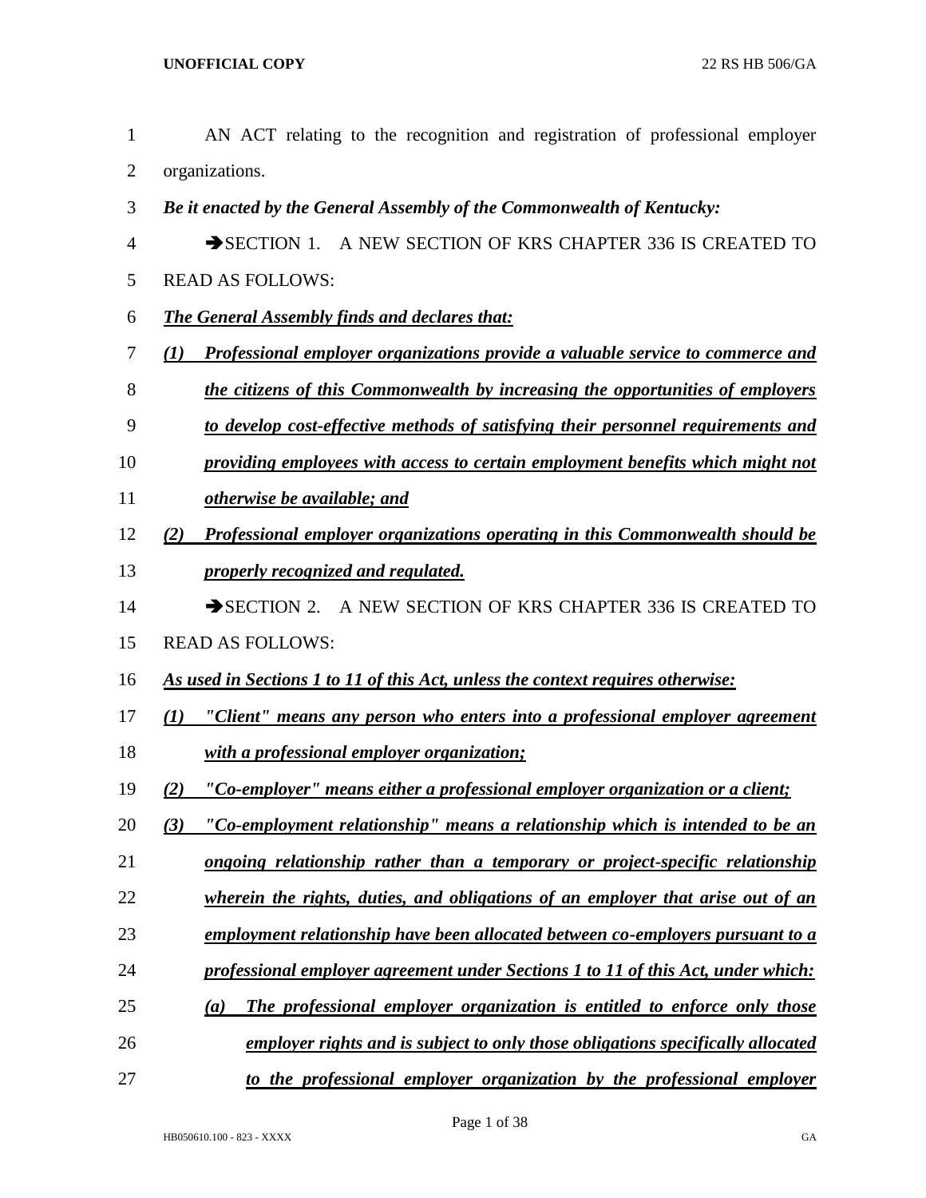AN ACT relating to the recognition and registration of professional employer organizations.

***Be it enacted by the General Assembly of the Commonwealth of Kentucky:***

➔SECTION 1. A NEW SECTION OF KRS CHAPTER 336 IS CREATED TO READ AS FOLLOWS:

***The General Assembly finds and declares that:***

***(1) Professional employer organizations provide a valuable service to commerce and the citizens of this Commonwealth by increasing the opportunities of employers to develop cost-effective methods of satisfying their personnel requirements and providing employees with access to certain employment benefits which might not otherwise be available; and***

***(2) Professional employer organizations operating in this Commonwealth should be properly recognized and regulated.***

➔SECTION 2. A NEW SECTION OF KRS CHAPTER 336 IS CREATED TO READ AS FOLLOWS:

***As used in Sections 1 to 11 of this Act, unless the context requires otherwise:***

***(1) "Client" means any person who enters into a professional employer agreement with a professional employer organization;***

***(2) "Co-employer" means either a professional employer organization or a client;***

***(3) "Co-employment relationship" means a relationship which is intended to be an ongoing relationship rather than a temporary or project-specific relationship wherein the rights, duties, and obligations of an employer that arise out of an employment relationship have been allocated between co-employers pursuant to a professional employer agreement under Sections 1 to 11 of this Act, under which:***

***(a) The professional employer organization is entitled to enforce only those employer rights and is subject to only those obligations specifically allocated to the professional employer organization by the professional employer***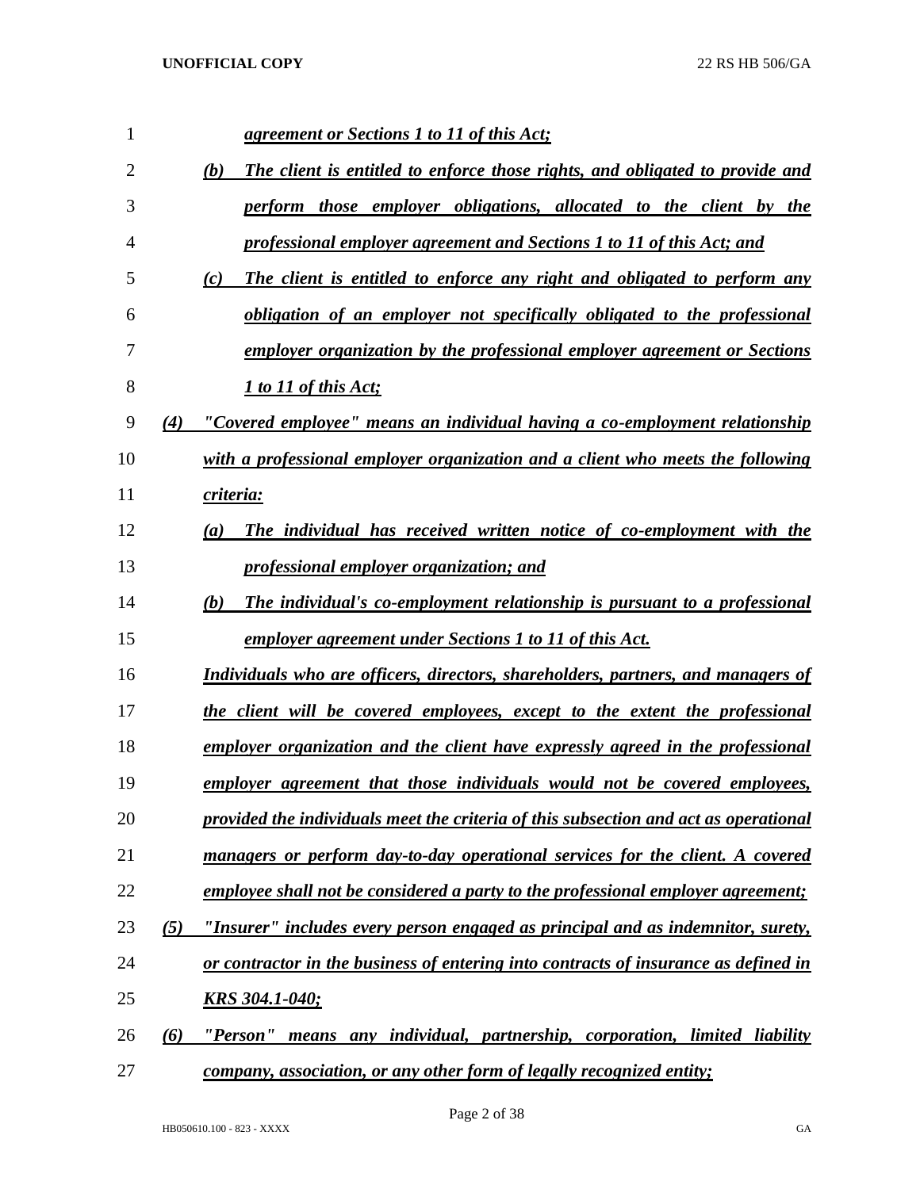***agreement or Sections 1 to 11 of this Act;***

***(b) The client is entitled to enforce those rights, and obligated to provide and perform those employer obligations, allocated to the client by the professional employer agreement and Sections 1 to 11 of this Act; and***

***(c) The client is entitled to enforce any right and obligated to perform any obligation of an employer not specifically obligated to the professional employer organization by the professional employer agreement or Sections 1 to 11 of this Act;***

***(4) "Covered employee" means an individual having a co-employment relationship with a professional employer organization and a client who meets the following criteria:***

***(a) The individual has received written notice of co-employment with the professional employer organization; and***

***(b) The individual's co-employment relationship is pursuant to a professional employer agreement under Sections 1 to 11 of this Act.***

***Individuals who are officers, directors, shareholders, partners, and managers of the client will be covered employees, except to the extent the professional employer organization and the client have expressly agreed in the professional employer agreement that those individuals would not be covered employees, provided the individuals meet the criteria of this subsection and act as operational managers or perform day-to-day operational services for the client. A covered employee shall not be considered a party to the professional employer agreement;***

***(5) "Insurer" includes every person engaged as principal and as indemnitor, surety, or contractor in the business of entering into contracts of insurance as defined in KRS 304.1-040;***

***(6) "Person" means any individual, partnership, corporation, limited liability company, association, or any other form of legally recognized entity;***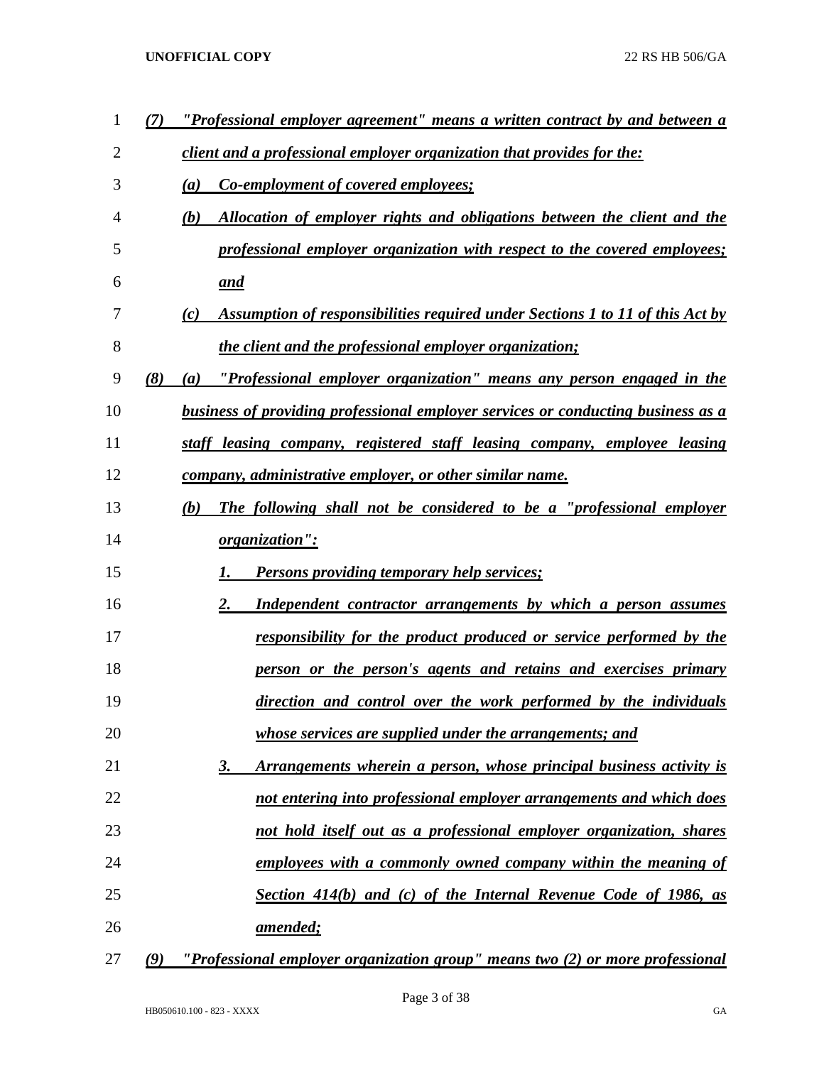*(7) "Professional employer agreement" means a written contract by and between a client and a professional employer organization that provides for the:*

*(a) Co-employment of covered employees;*

*(b) Allocation of employer rights and obligations between the client and the professional employer organization with respect to the covered employees; and*

*(c) Assumption of responsibilities required under Sections 1 to 11 of this Act by the client and the professional employer organization;*

*(8) (a) "Professional employer organization" means any person engaged in the business of providing professional employer services or conducting business as a staff leasing company, registered staff leasing company, employee leasing company, administrative employer, or other similar name.*

*(b) The following shall not be considered to be a "professional employer organization":*

*1. Persons providing temporary help services;*

*2. Independent contractor arrangements by which a person assumes responsibility for the product produced or service performed by the person or the person's agents and retains and exercises primary direction and control over the work performed by the individuals whose services are supplied under the arrangements; and*

*3. Arrangements wherein a person, whose principal business activity is not entering into professional employer arrangements and which does not hold itself out as a professional employer organization, shares employees with a commonly owned company within the meaning of Section 414(b) and (c) of the Internal Revenue Code of 1986, as amended;*

*(9) "Professional employer organization group" means two (2) or more professional*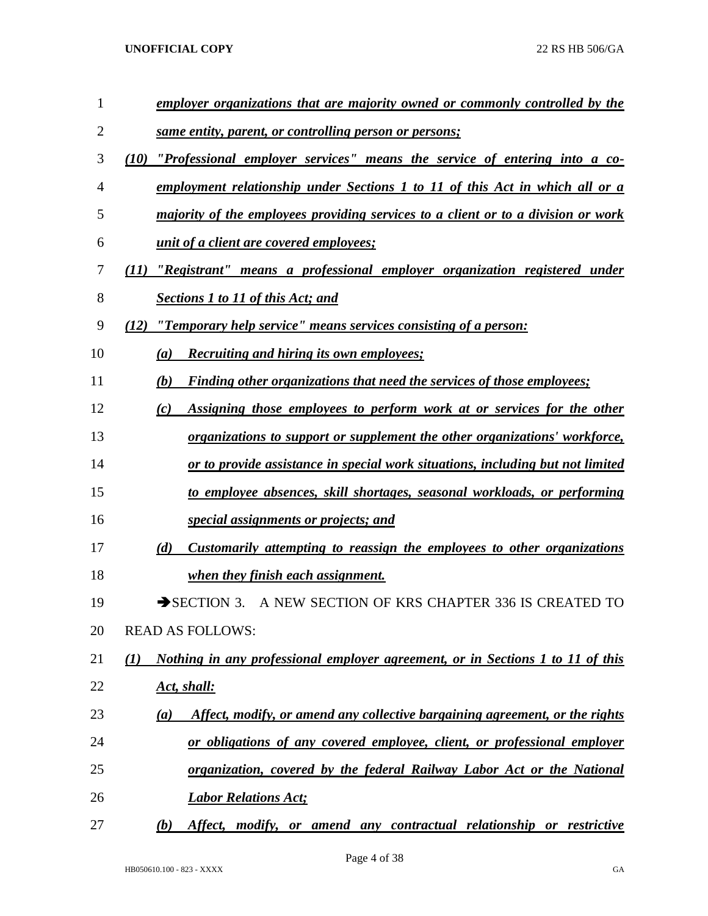*employer organizations that are majority owned or commonly controlled by the same entity, parent, or controlling person or persons;*

*(10) "Professional employer services" means the service of entering into a co-employment relationship under Sections 1 to 11 of this Act in which all or a majority of the employees providing services to a client or to a division or work unit of a client are covered employees;*

*(11) "Registrant" means a professional employer organization registered under Sections 1 to 11 of this Act; and*

*(12) "Temporary help service" means services consisting of a person:*

*(a) Recruiting and hiring its own employees;*

*(b) Finding other organizations that need the services of those employees;*

*(c) Assigning those employees to perform work at or services for the other organizations to support or supplement the other organizations' workforce, or to provide assistance in special work situations, including but not limited to employee absences, skill shortages, seasonal workloads, or performing special assignments or projects; and*

*(d) Customarily attempting to reassign the employees to other organizations when they finish each assignment.*

➔SECTION 3. A NEW SECTION OF KRS CHAPTER 336 IS CREATED TO READ AS FOLLOWS:

*(1) Nothing in any professional employer agreement, or in Sections 1 to 11 of this Act, shall:*

*(a) Affect, modify, or amend any collective bargaining agreement, or the rights or obligations of any covered employee, client, or professional employer organization, covered by the federal Railway Labor Act or the National Labor Relations Act;*

*(b) Affect, modify, or amend any contractual relationship or restrictive*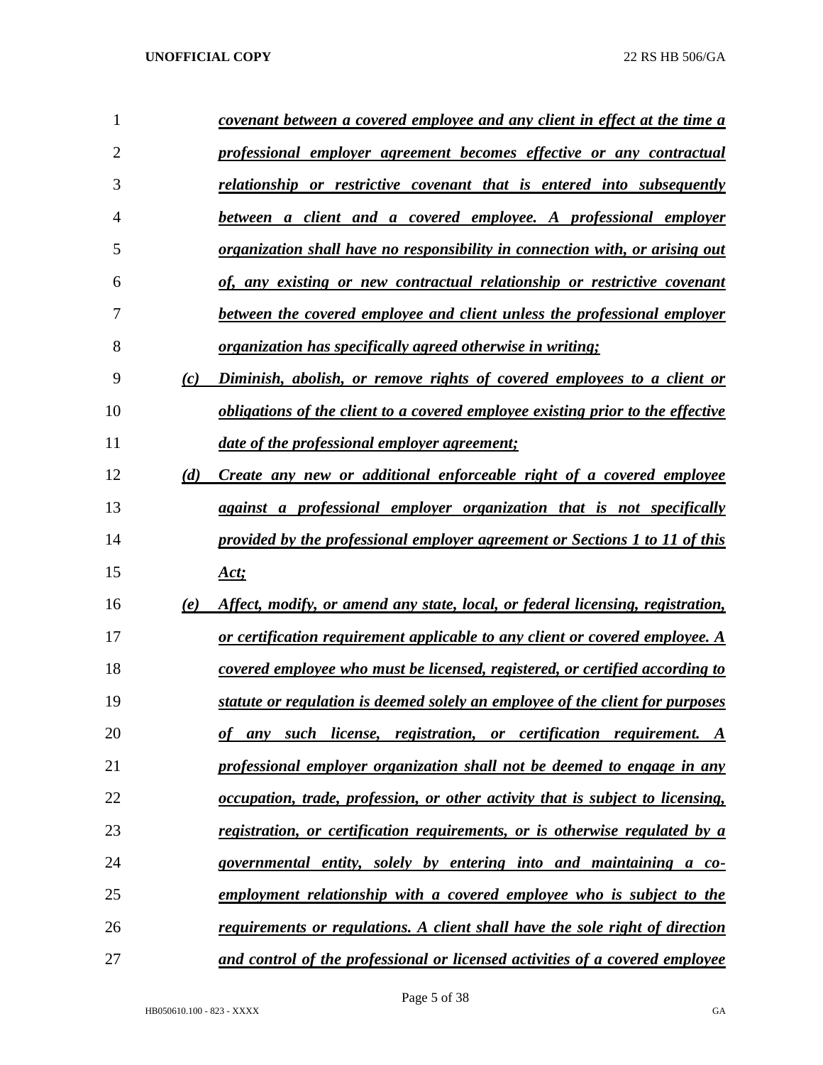*covenant between a covered employee and any client in effect at the time a professional employer agreement becomes effective or any contractual relationship or restrictive covenant that is entered into subsequently between a client and a covered employee. A professional employer organization shall have no responsibility in connection with, or arising out of, any existing or new contractual relationship or restrictive covenant between the covered employee and client unless the professional employer organization has specifically agreed otherwise in writing;*

*(c) Diminish, abolish, or remove rights of covered employees to a client or obligations of the client to a covered employee existing prior to the effective date of the professional employer agreement;*

*(d) Create any new or additional enforceable right of a covered employee against a professional employer organization that is not specifically provided by the professional employer agreement or Sections 1 to 11 of this Act;*

*(e) Affect, modify, or amend any state, local, or federal licensing, registration, or certification requirement applicable to any client or covered employee. A covered employee who must be licensed, registered, or certified according to statute or regulation is deemed solely an employee of the client for purposes of any such license, registration, or certification requirement. A professional employer organization shall not be deemed to engage in any occupation, trade, profession, or other activity that is subject to licensing, registration, or certification requirements, or is otherwise regulated by a governmental entity, solely by entering into and maintaining a co-employment relationship with a covered employee who is subject to the requirements or regulations. A client shall have the sole right of direction and control of the professional or licensed activities of a covered employee*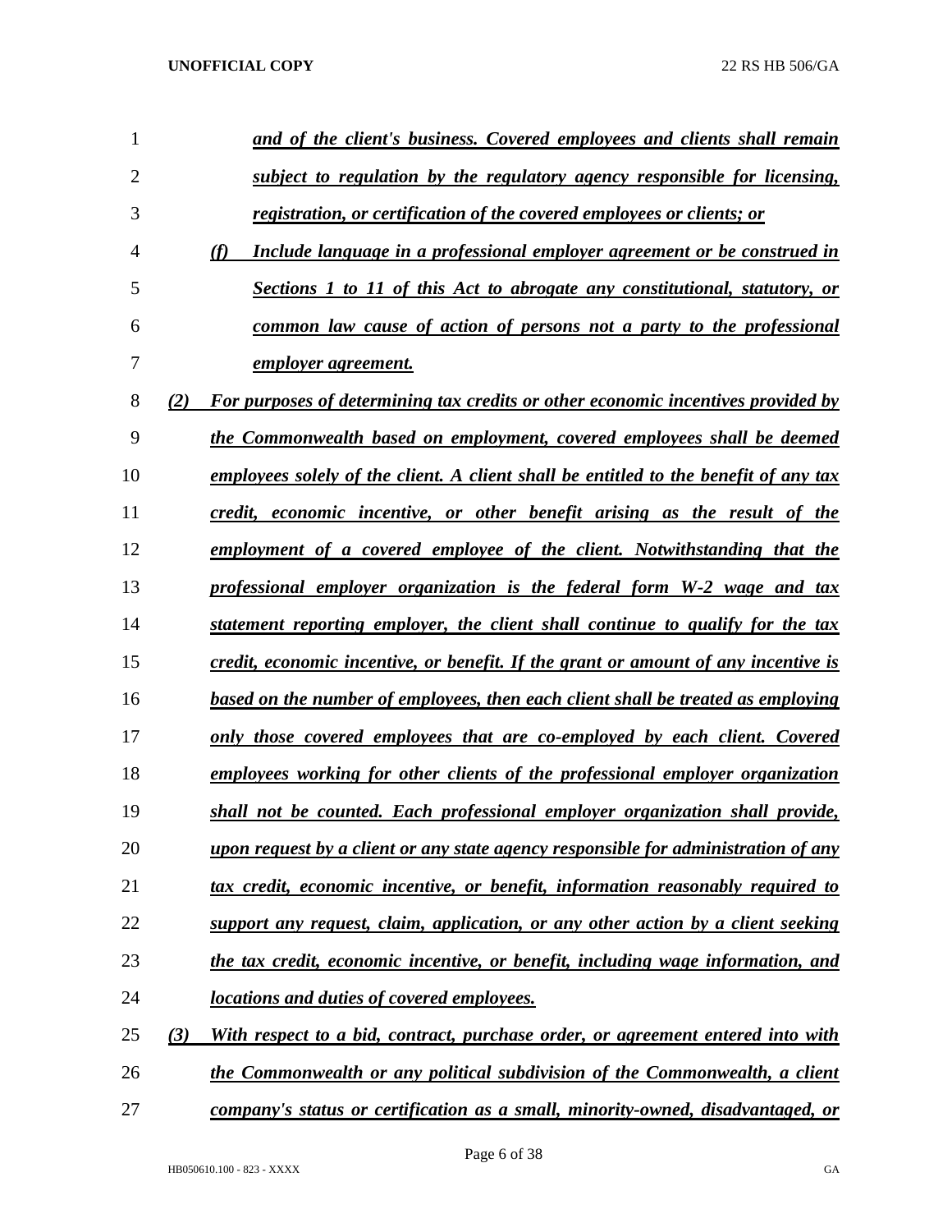***and of the client's business. Covered employees and clients shall remain subject to regulation by the regulatory agency responsible for licensing, registration, or certification of the covered employees or clients; or***

***(f) Include language in a professional employer agreement or be construed in Sections 1 to 11 of this Act to abrogate any constitutional, statutory, or common law cause of action of persons not a party to the professional employer agreement.***

***(2) For purposes of determining tax credits or other economic incentives provided by the Commonwealth based on employment, covered employees shall be deemed employees solely of the client. A client shall be entitled to the benefit of any tax credit, economic incentive, or other benefit arising as the result of the employment of a covered employee of the client. Notwithstanding that the professional employer organization is the federal form W-2 wage and tax statement reporting employer, the client shall continue to qualify for the tax credit, economic incentive, or benefit. If the grant or amount of any incentive is based on the number of employees, then each client shall be treated as employing only those covered employees that are co-employed by each client. Covered employees working for other clients of the professional employer organization shall not be counted. Each professional employer organization shall provide, upon request by a client or any state agency responsible for administration of any tax credit, economic incentive, or benefit, information reasonably required to support any request, claim, application, or any other action by a client seeking the tax credit, economic incentive, or benefit, including wage information, and locations and duties of covered employees.***

***(3) With respect to a bid, contract, purchase order, or agreement entered into with the Commonwealth or any political subdivision of the Commonwealth, a client company's status or certification as a small, minority-owned, disadvantaged, or***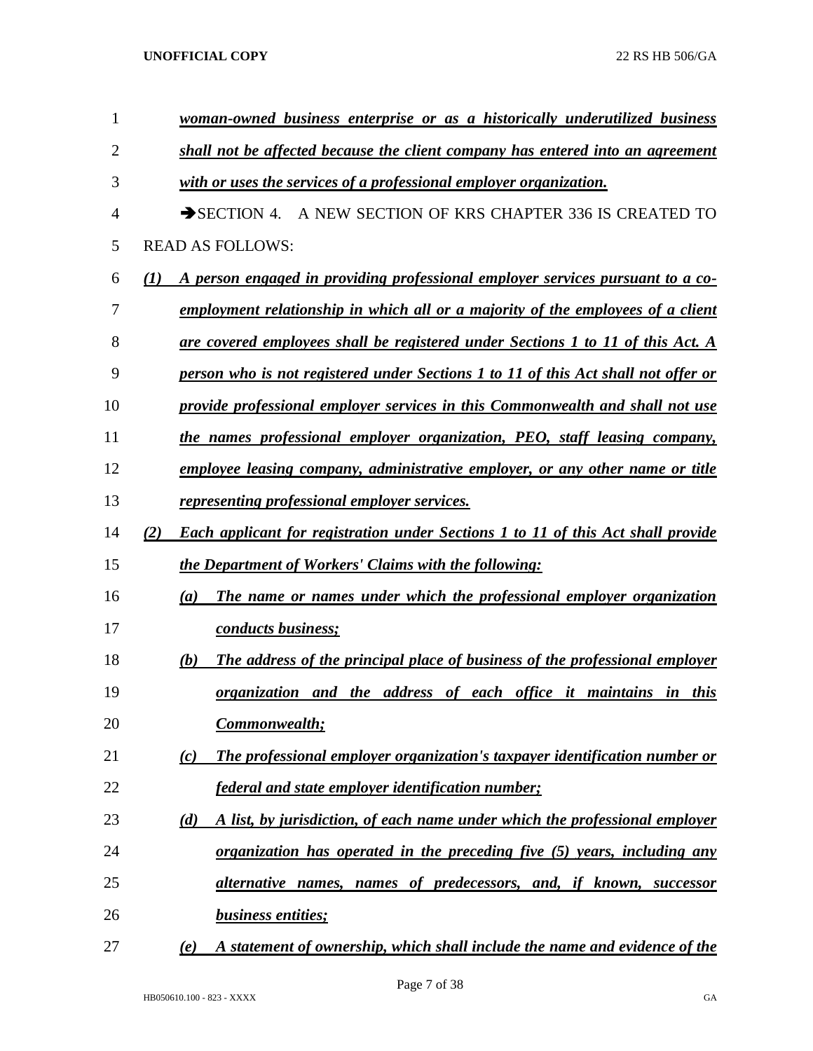***woman-owned business enterprise or as a historically underutilized business shall not be affected because the client company has entered into an agreement with or uses the services of a professional employer organization.***

➔SECTION 4. A NEW SECTION OF KRS CHAPTER 336 IS CREATED TO READ AS FOLLOWS:

***(1) A person engaged in providing professional employer services pursuant to a co-employment relationship in which all or a majority of the employees of a client are covered employees shall be registered under Sections 1 to 11 of this Act. A person who is not registered under Sections 1 to 11 of this Act shall not offer or provide professional employer services in this Commonwealth and shall not use the names professional employer organization, PEO, staff leasing company, employee leasing company, administrative employer, or any other name or title representing professional employer services.***

***(2) Each applicant for registration under Sections 1 to 11 of this Act shall provide the Department of Workers' Claims with the following:***

***(a) The name or names under which the professional employer organization conducts business;***

***(b) The address of the principal place of business of the professional employer organization and the address of each office it maintains in this Commonwealth;***

***(c) The professional employer organization's taxpayer identification number or federal and state employer identification number;***

***(d) A list, by jurisdiction, of each name under which the professional employer organization has operated in the preceding five (5) years, including any alternative names, names of predecessors, and, if known, successor business entities;***

***(e) A statement of ownership, which shall include the name and evidence of the***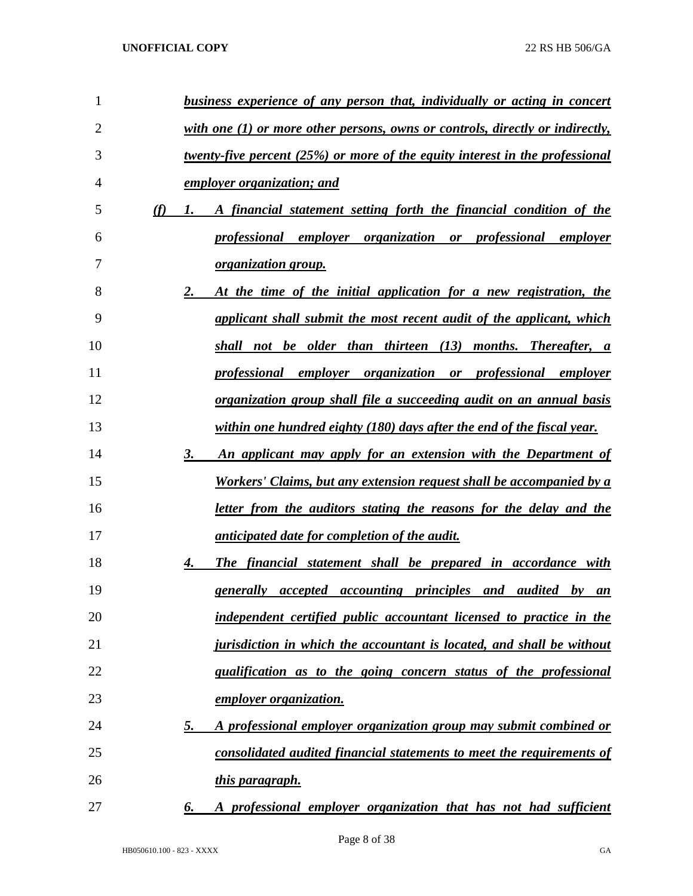*business experience of any person that, individually or acting in concert with one (1) or more other persons, owns or controls, directly or indirectly, twenty-five percent (25%) or more of the equity interest in the professional employer organization; and*

*(f)* *1.* *A financial statement setting forth the financial condition of the professional employer organization or professional employer organization group.*

*2.* *At the time of the initial application for a new registration, the applicant shall submit the most recent audit of the applicant, which shall not be older than thirteen (13) months. Thereafter, a professional employer organization or professional employer organization group shall file a succeeding audit on an annual basis within one hundred eighty (180) days after the end of the fiscal year.*

*3.* *An applicant may apply for an extension with the Department of Workers' Claims, but any extension request shall be accompanied by a letter from the auditors stating the reasons for the delay and the anticipated date for completion of the audit.*

*4.* *The financial statement shall be prepared in accordance with generally accepted accounting principles and audited by an independent certified public accountant licensed to practice in the jurisdiction in which the accountant is located, and shall be without qualification as to the going concern status of the professional employer organization.*

*5.* *A professional employer organization group may submit combined or consolidated audited financial statements to meet the requirements of this paragraph.*

*6.* *A professional employer organization that has not had sufficient*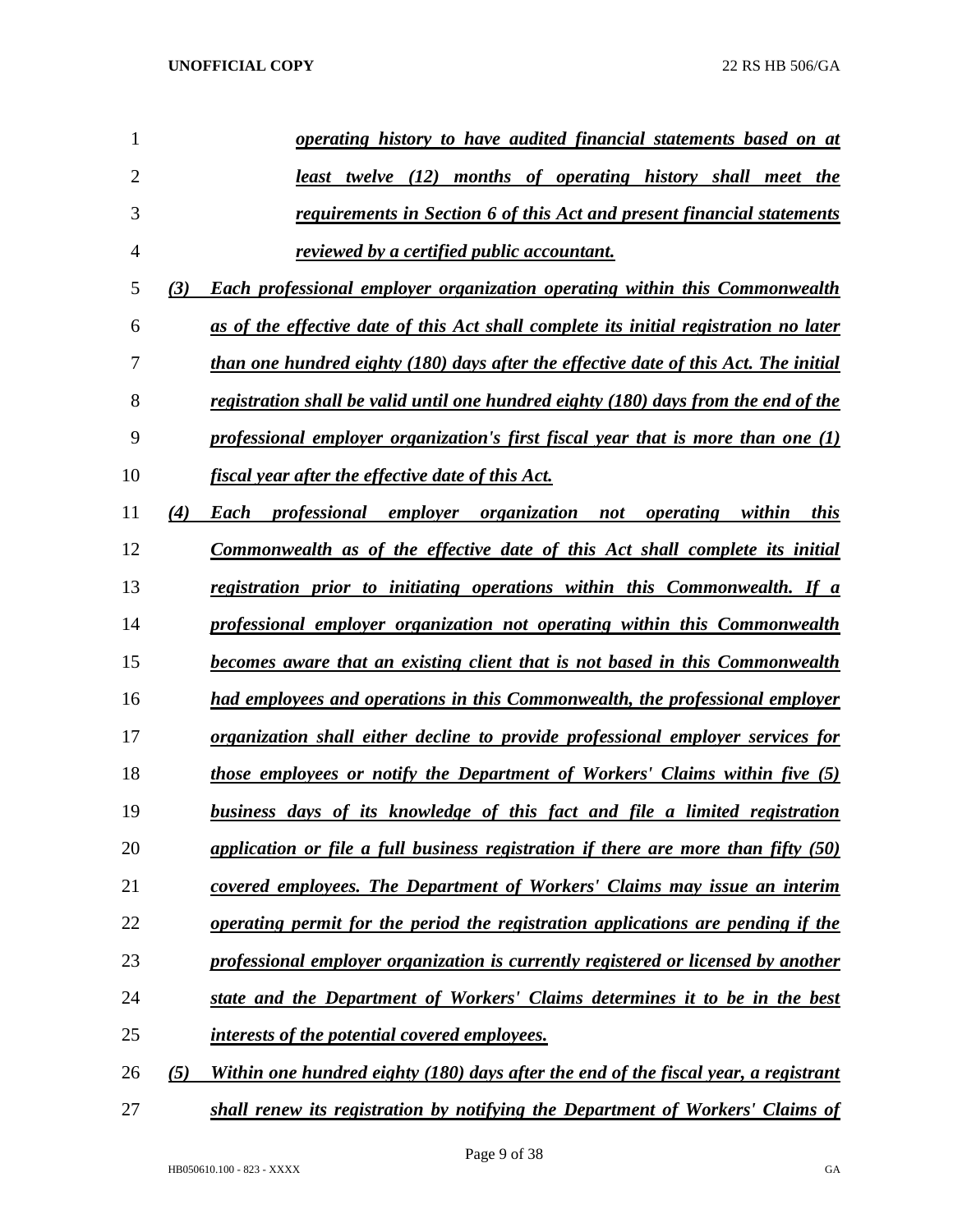*operating history to have audited financial statements based on at least twelve (12) months of operating history shall meet the requirements in Section 6 of this Act and present financial statements reviewed by a certified public accountant.*

*(3) Each professional employer organization operating within this Commonwealth as of the effective date of this Act shall complete its initial registration no later than one hundred eighty (180) days after the effective date of this Act. The initial registration shall be valid until one hundred eighty (180) days from the end of the professional employer organization's first fiscal year that is more than one (1) fiscal year after the effective date of this Act.*

*(4) Each professional employer organization not operating within this Commonwealth as of the effective date of this Act shall complete its initial registration prior to initiating operations within this Commonwealth. If a professional employer organization not operating within this Commonwealth becomes aware that an existing client that is not based in this Commonwealth had employees and operations in this Commonwealth, the professional employer organization shall either decline to provide professional employer services for those employees or notify the Department of Workers' Claims within five (5) business days of its knowledge of this fact and file a limited registration application or file a full business registration if there are more than fifty (50) covered employees. The Department of Workers' Claims may issue an interim operating permit for the period the registration applications are pending if the professional employer organization is currently registered or licensed by another state and the Department of Workers' Claims determines it to be in the best interests of the potential covered employees.*

*(5) Within one hundred eighty (180) days after the end of the fiscal year, a registrant shall renew its registration by notifying the Department of Workers' Claims of*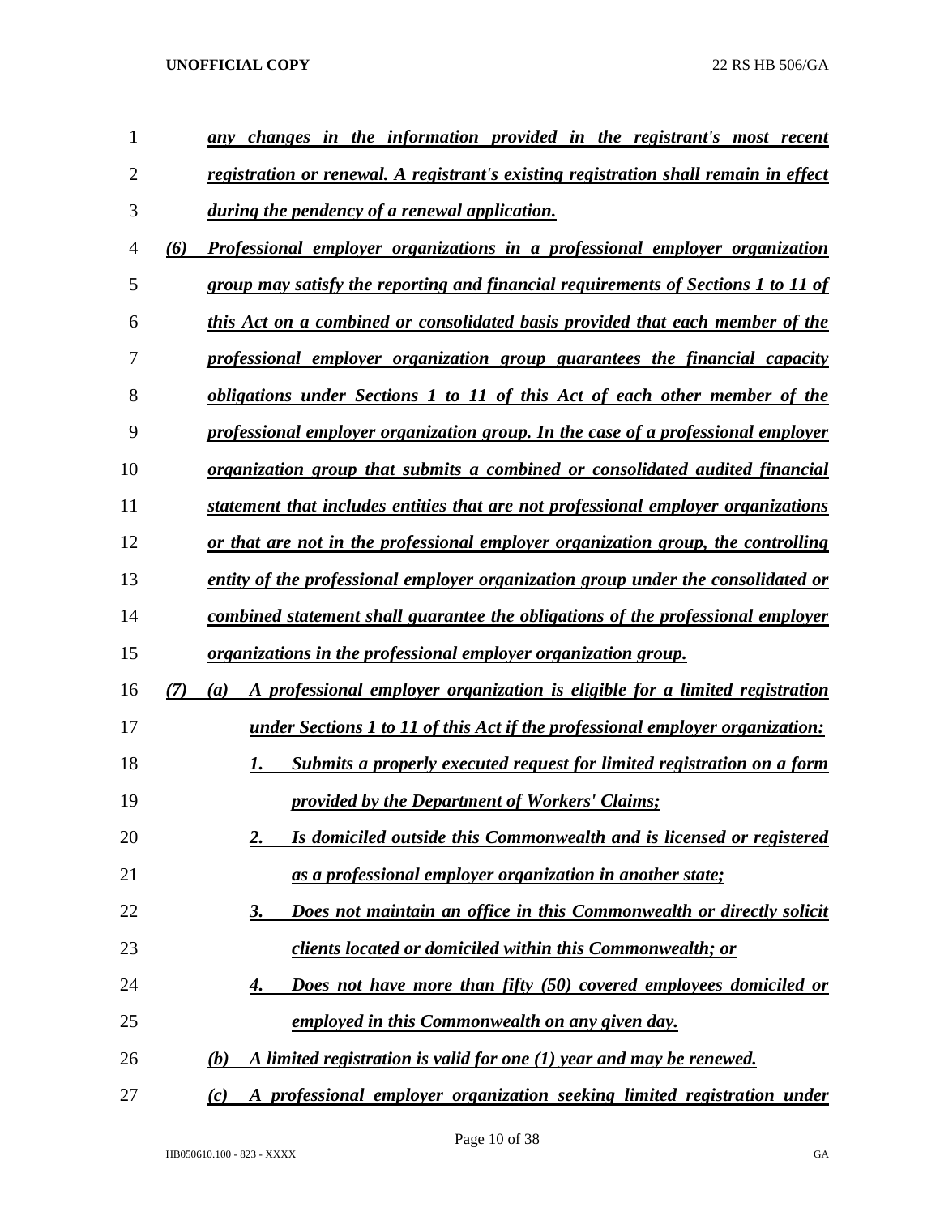*any changes in the information provided in the registrant's most recent registration or renewal. A registrant's existing registration shall remain in effect during the pendency of a renewal application.*

*(6) Professional employer organizations in a professional employer organization group may satisfy the reporting and financial requirements of Sections 1 to 11 of this Act on a combined or consolidated basis provided that each member of the professional employer organization group guarantees the financial capacity obligations under Sections 1 to 11 of this Act of each other member of the professional employer organization group. In the case of a professional employer organization group that submits a combined or consolidated audited financial statement that includes entities that are not professional employer organizations or that are not in the professional employer organization group, the controlling entity of the professional employer organization group under the consolidated or combined statement shall guarantee the obligations of the professional employer organizations in the professional employer organization group.*

*(7) (a) A professional employer organization is eligible for a limited registration under Sections 1 to 11 of this Act if the professional employer organization:*

*1. Submits a properly executed request for limited registration on a form provided by the Department of Workers' Claims;*

*2. Is domiciled outside this Commonwealth and is licensed or registered as a professional employer organization in another state;*

*3. Does not maintain an office in this Commonwealth or directly solicit clients located or domiciled within this Commonwealth; or*

*4. Does not have more than fifty (50) covered employees domiciled or employed in this Commonwealth on any given day.*

*(b) A limited registration is valid for one (1) year and may be renewed.*

*(c) A professional employer organization seeking limited registration under*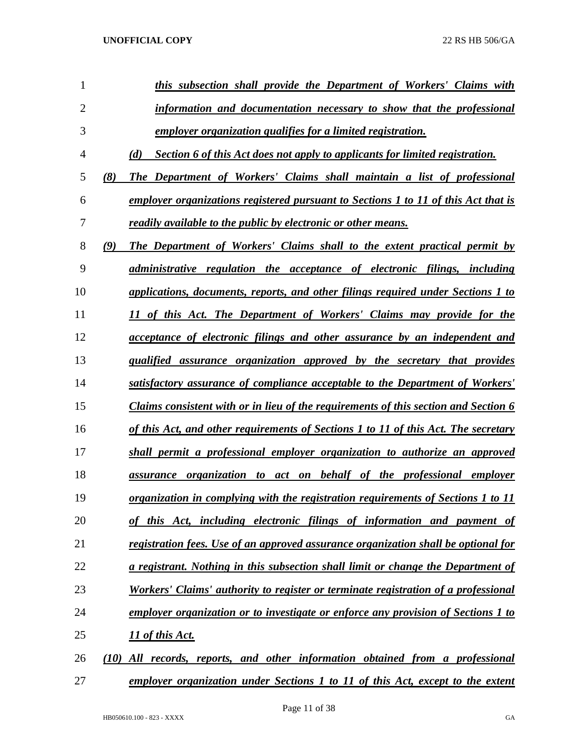*this subsection shall provide the Department of Workers' Claims with information and documentation necessary to show that the professional employer organization qualifies for a limited registration.*

*(d) Section 6 of this Act does not apply to applicants for limited registration.*

*(8) The Department of Workers' Claims shall maintain a list of professional employer organizations registered pursuant to Sections 1 to 11 of this Act that is readily available to the public by electronic or other means.*

*(9) The Department of Workers' Claims shall to the extent practical permit by administrative regulation the acceptance of electronic filings, including applications, documents, reports, and other filings required under Sections 1 to 11 of this Act. The Department of Workers' Claims may provide for the acceptance of electronic filings and other assurance by an independent and qualified assurance organization approved by the secretary that provides satisfactory assurance of compliance acceptable to the Department of Workers' Claims consistent with or in lieu of the requirements of this section and Section 6 of this Act, and other requirements of Sections 1 to 11 of this Act. The secretary shall permit a professional employer organization to authorize an approved assurance organization to act on behalf of the professional employer organization in complying with the registration requirements of Sections 1 to 11 of this Act, including electronic filings of information and payment of registration fees. Use of an approved assurance organization shall be optional for a registrant. Nothing in this subsection shall limit or change the Department of Workers' Claims' authority to register or terminate registration of a professional employer organization or to investigate or enforce any provision of Sections 1 to 11 of this Act.*

*(10) All records, reports, and other information obtained from a professional employer organization under Sections 1 to 11 of this Act, except to the extent*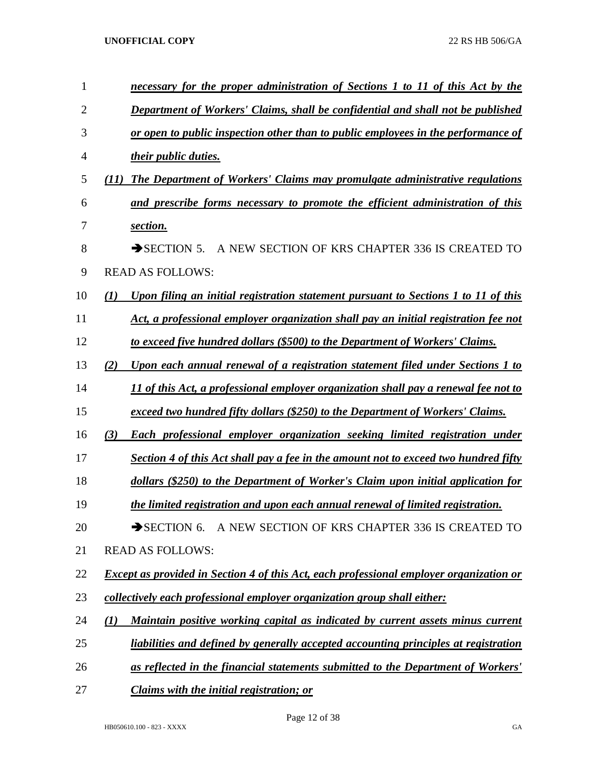*necessary for the proper administration of Sections 1 to 11 of this Act by the Department of Workers' Claims, shall be confidential and shall not be published or open to public inspection other than to public employees in the performance of their public duties.*

*(11) The Department of Workers' Claims may promulgate administrative regulations and prescribe forms necessary to promote the efficient administration of this section.*

➔SECTION 5. A NEW SECTION OF KRS CHAPTER 336 IS CREATED TO READ AS FOLLOWS:

*(1) Upon filing an initial registration statement pursuant to Sections 1 to 11 of this Act, a professional employer organization shall pay an initial registration fee not to exceed five hundred dollars ($500) to the Department of Workers' Claims.*

*(2) Upon each annual renewal of a registration statement filed under Sections 1 to 11 of this Act, a professional employer organization shall pay a renewal fee not to exceed two hundred fifty dollars ($250) to the Department of Workers' Claims.*

*(3) Each professional employer organization seeking limited registration under Section 4 of this Act shall pay a fee in the amount not to exceed two hundred fifty dollars ($250) to the Department of Worker's Claim upon initial application for the limited registration and upon each annual renewal of limited registration.*

➔SECTION 6. A NEW SECTION OF KRS CHAPTER 336 IS CREATED TO READ AS FOLLOWS:

*Except as provided in Section 4 of this Act, each professional employer organization or collectively each professional employer organization group shall either:*

*(1) Maintain positive working capital as indicated by current assets minus current liabilities and defined by generally accepted accounting principles at registration as reflected in the financial statements submitted to the Department of Workers' Claims with the initial registration; or*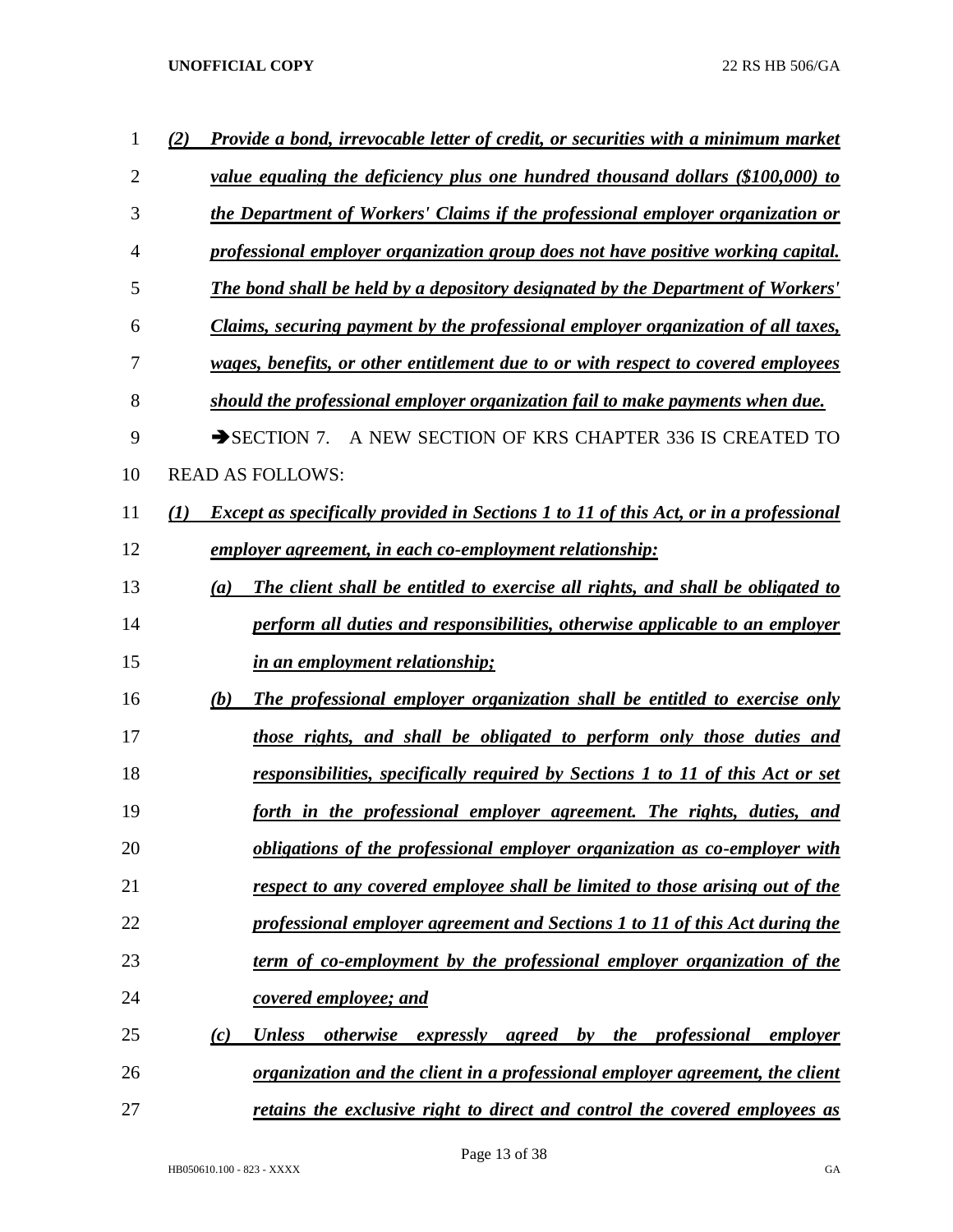*(2) Provide a bond, irrevocable letter of credit, or securities with a minimum market value equaling the deficiency plus one hundred thousand dollars ($100,000) to the Department of Workers' Claims if the professional employer organization or professional employer organization group does not have positive working capital. The bond shall be held by a depository designated by the Department of Workers' Claims, securing payment by the professional employer organization of all taxes, wages, benefits, or other entitlement due to or with respect to covered employees should the professional employer organization fail to make payments when due.*

➔SECTION 7. A NEW SECTION OF KRS CHAPTER 336 IS CREATED TO READ AS FOLLOWS:

*(1) Except as specifically provided in Sections 1 to 11 of this Act, or in a professional employer agreement, in each co-employment relationship:*

*(a) The client shall be entitled to exercise all rights, and shall be obligated to perform all duties and responsibilities, otherwise applicable to an employer in an employment relationship;*

*(b) The professional employer organization shall be entitled to exercise only those rights, and shall be obligated to perform only those duties and responsibilities, specifically required by Sections 1 to 11 of this Act or set forth in the professional employer agreement. The rights, duties, and obligations of the professional employer organization as co-employer with respect to any covered employee shall be limited to those arising out of the professional employer agreement and Sections 1 to 11 of this Act during the term of co-employment by the professional employer organization of the covered employee; and*

*(c) Unless otherwise expressly agreed by the professional employer organization and the client in a professional employer agreement, the client retains the exclusive right to direct and control the covered employees as*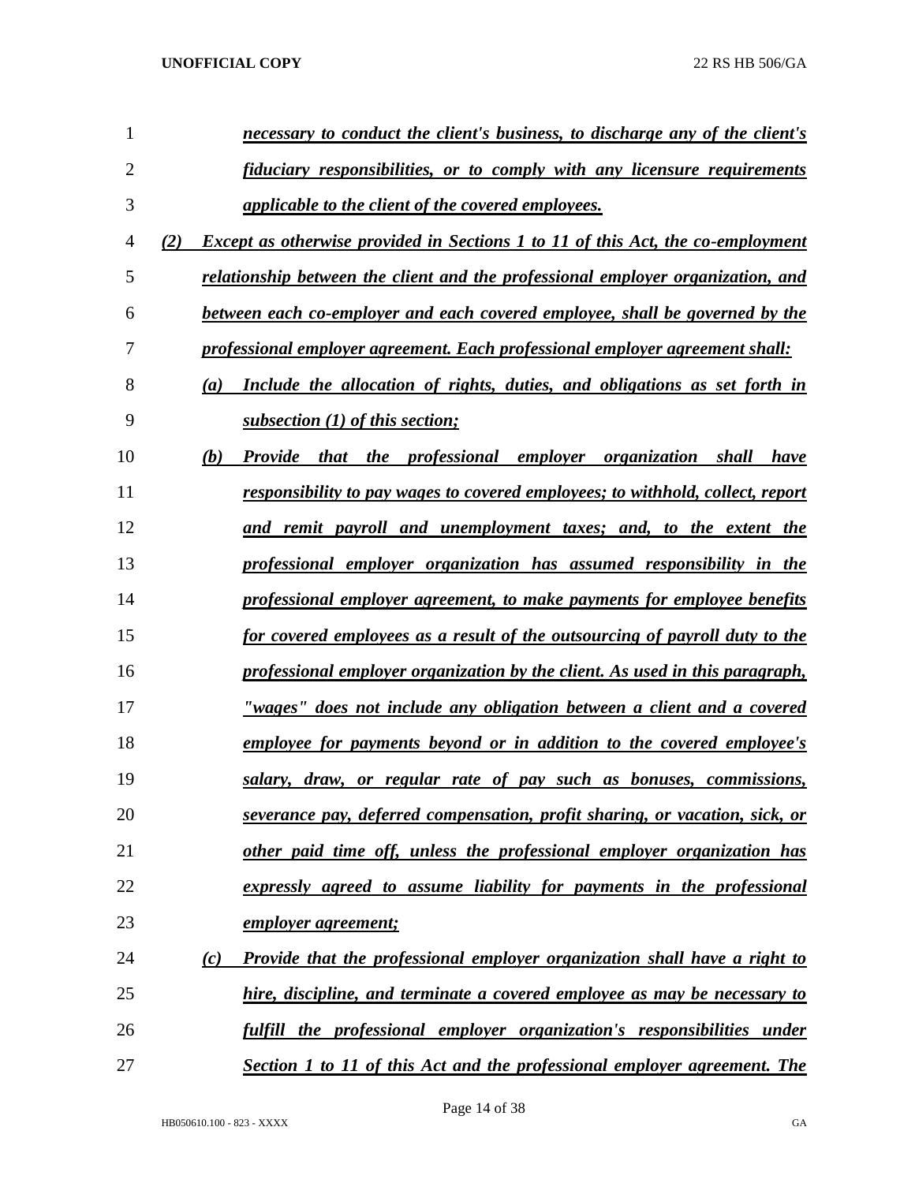*necessary to conduct the client's business, to discharge any of the client's fiduciary responsibilities, or to comply with any licensure requirements applicable to the client of the covered employees.*

*(2) Except as otherwise provided in Sections 1 to 11 of this Act, the co-employment relationship between the client and the professional employer organization, and between each co-employer and each covered employee, shall be governed by the professional employer agreement. Each professional employer agreement shall:*

*(a) Include the allocation of rights, duties, and obligations as set forth in subsection (1) of this section;*

*(b) Provide that the professional employer organization shall have responsibility to pay wages to covered employees; to withhold, collect, report and remit payroll and unemployment taxes; and, to the extent the professional employer organization has assumed responsibility in the professional employer agreement, to make payments for employee benefits for covered employees as a result of the outsourcing of payroll duty to the professional employer organization by the client. As used in this paragraph, "wages" does not include any obligation between a client and a covered employee for payments beyond or in addition to the covered employee's salary, draw, or regular rate of pay such as bonuses, commissions, severance pay, deferred compensation, profit sharing, or vacation, sick, or other paid time off, unless the professional employer organization has expressly agreed to assume liability for payments in the professional employer agreement;*

*(c) Provide that the professional employer organization shall have a right to hire, discipline, and terminate a covered employee as may be necessary to fulfill the professional employer organization's responsibilities under Section 1 to 11 of this Act and the professional employer agreement. The*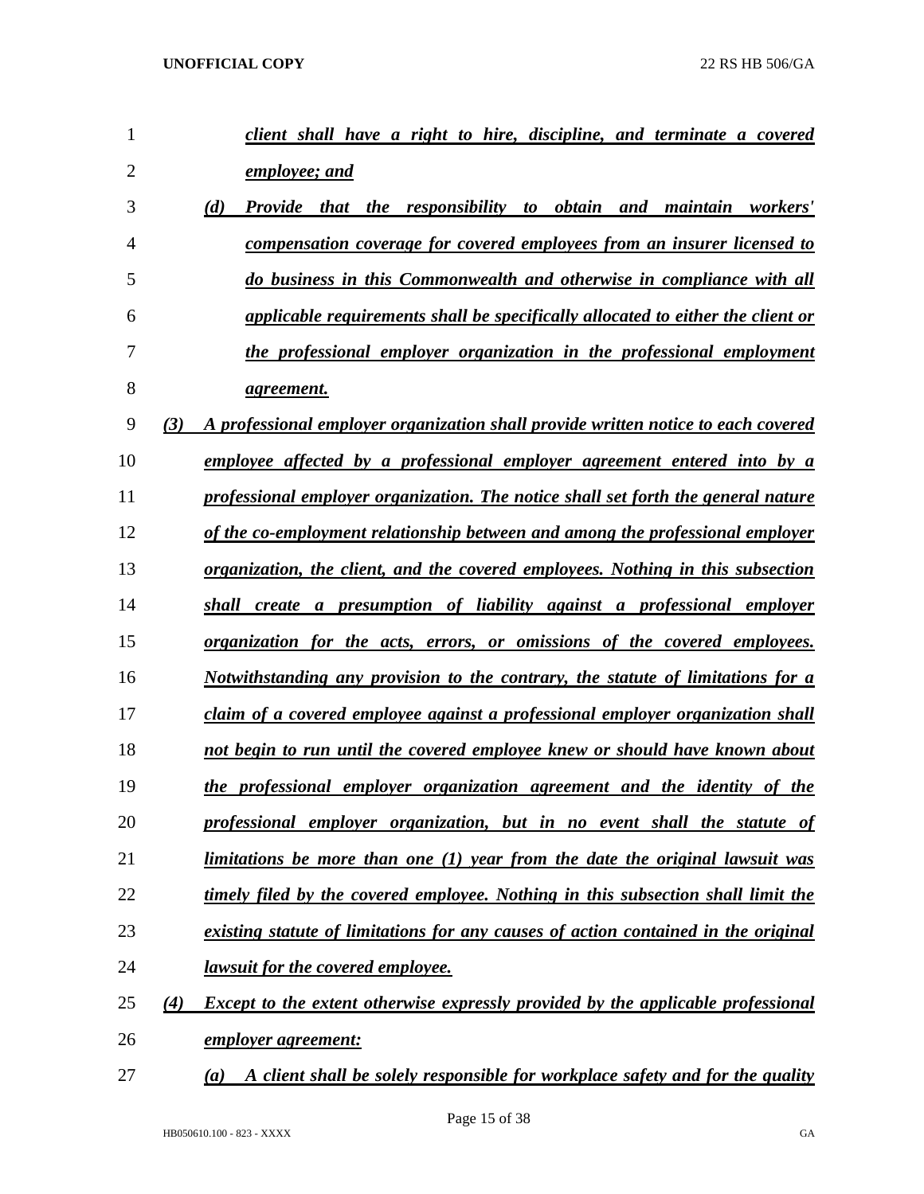*client shall have a right to hire, discipline, and terminate a covered employee; and*

*(d) Provide that the responsibility to obtain and maintain workers' compensation coverage for covered employees from an insurer licensed to do business in this Commonwealth and otherwise in compliance with all applicable requirements shall be specifically allocated to either the client or the professional employer organization in the professional employment agreement.*

*(3) A professional employer organization shall provide written notice to each covered employee affected by a professional employer agreement entered into by a professional employer organization. The notice shall set forth the general nature of the co-employment relationship between and among the professional employer organization, the client, and the covered employees. Nothing in this subsection shall create a presumption of liability against a professional employer organization for the acts, errors, or omissions of the covered employees. Notwithstanding any provision to the contrary, the statute of limitations for a claim of a covered employee against a professional employer organization shall not begin to run until the covered employee knew or should have known about the professional employer organization agreement and the identity of the professional employer organization, but in no event shall the statute of limitations be more than one (1) year from the date the original lawsuit was timely filed by the covered employee. Nothing in this subsection shall limit the existing statute of limitations for any causes of action contained in the original lawsuit for the covered employee.*

*(4) Except to the extent otherwise expressly provided by the applicable professional employer agreement:*

*(a) A client shall be solely responsible for workplace safety and for the quality*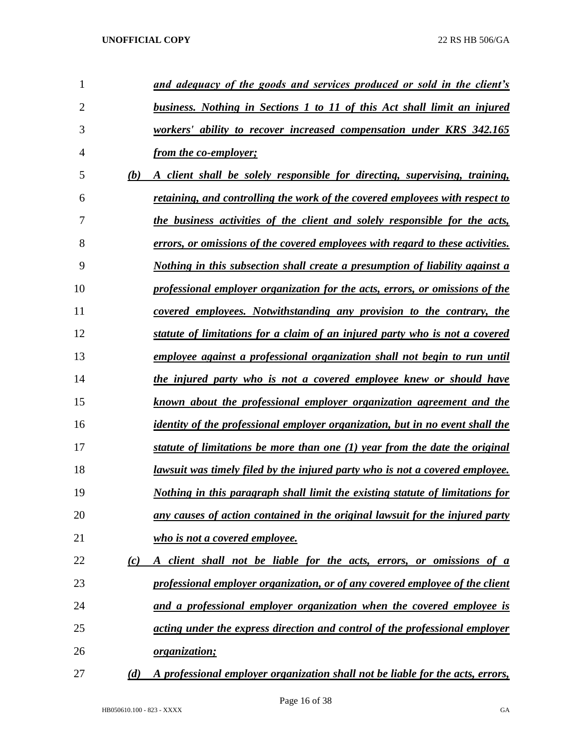*__and adequacy of the goods and services produced or sold in the client's business. Nothing in Sections 1 to 11 of this Act shall limit an injured workers' ability to recover increased compensation under KRS 342.165 from the co-employer;__*

*__(b) A client shall be solely responsible for directing, supervising, training, retaining, and controlling the work of the covered employees with respect to the business activities of the client and solely responsible for the acts, errors, or omissions of the covered employees with regard to these activities. Nothing in this subsection shall create a presumption of liability against a professional employer organization for the acts, errors, or omissions of the covered employees. Notwithstanding any provision to the contrary, the statute of limitations for a claim of an injured party who is not a covered employee against a professional organization shall not begin to run until the injured party who is not a covered employee knew or should have known about the professional employer organization agreement and the identity of the professional employer organization, but in no event shall the statute of limitations be more than one (1) year from the date the original lawsuit was timely filed by the injured party who is not a covered employee. Nothing in this paragraph shall limit the existing statute of limitations for any causes of action contained in the original lawsuit for the injured party who is not a covered employee.__*

*__(c) A client shall not be liable for the acts, errors, or omissions of a professional employer organization, or of any covered employee of the client and a professional employer organization when the covered employee is acting under the express direction and control of the professional employer organization;__*

*__(d) A professional employer organization shall not be liable for the acts, errors,__*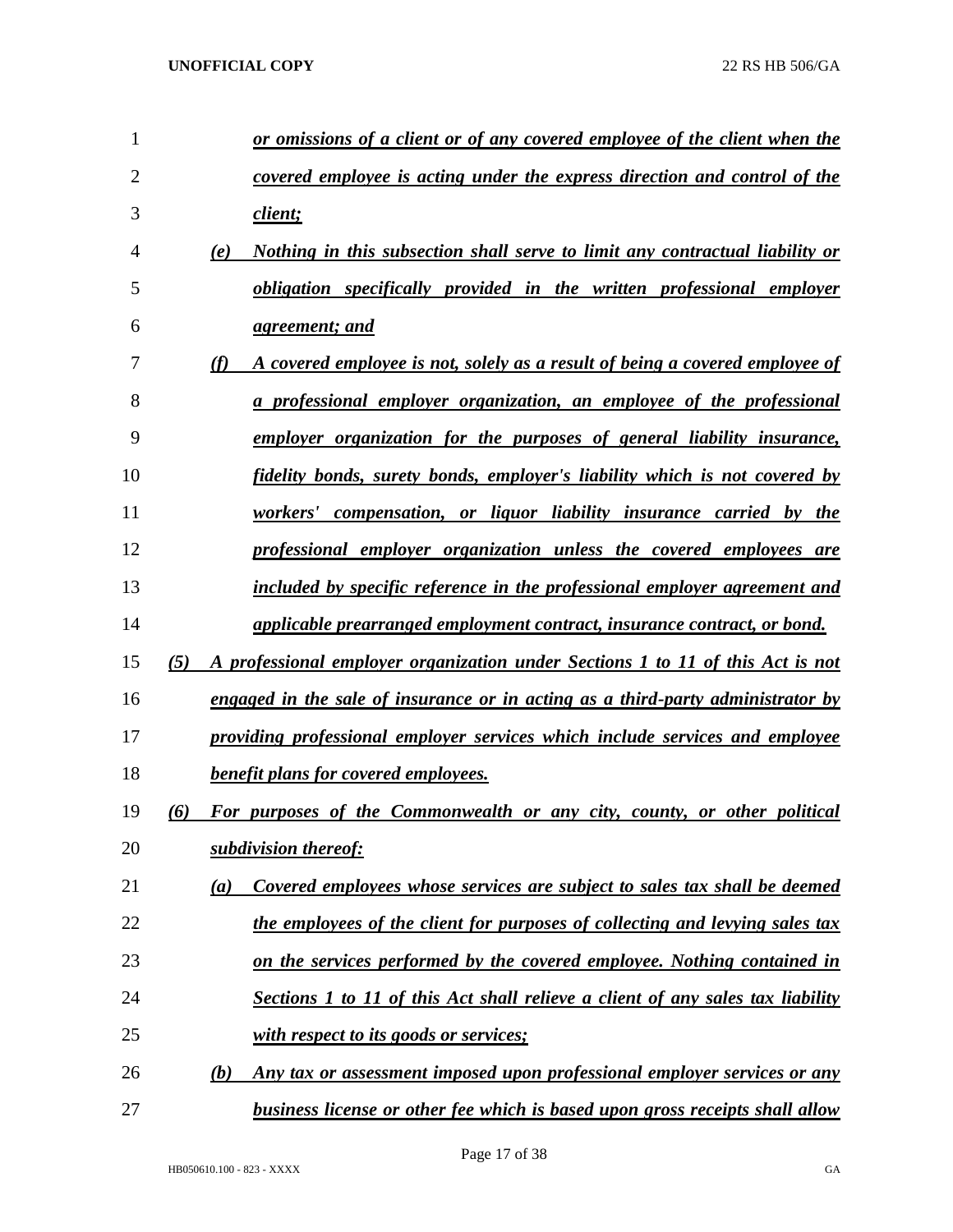***or omissions of a client or of any covered employee of the client when the covered employee is acting under the express direction and control of the client;***

***(e) Nothing in this subsection shall serve to limit any contractual liability or obligation specifically provided in the written professional employer agreement; and***

***(f) A covered employee is not, solely as a result of being a covered employee of a professional employer organization, an employee of the professional employer organization for the purposes of general liability insurance, fidelity bonds, surety bonds, employer's liability which is not covered by workers' compensation, or liquor liability insurance carried by the professional employer organization unless the covered employees are included by specific reference in the professional employer agreement and applicable prearranged employment contract, insurance contract, or bond.***

***(5) A professional employer organization under Sections 1 to 11 of this Act is not engaged in the sale of insurance or in acting as a third-party administrator by providing professional employer services which include services and employee benefit plans for covered employees.***

***(6) For purposes of the Commonwealth or any city, county, or other political subdivision thereof:***

***(a) Covered employees whose services are subject to sales tax shall be deemed the employees of the client for purposes of collecting and levying sales tax on the services performed by the covered employee. Nothing contained in Sections 1 to 11 of this Act shall relieve a client of any sales tax liability with respect to its goods or services;***

***(b) Any tax or assessment imposed upon professional employer services or any business license or other fee which is based upon gross receipts shall allow***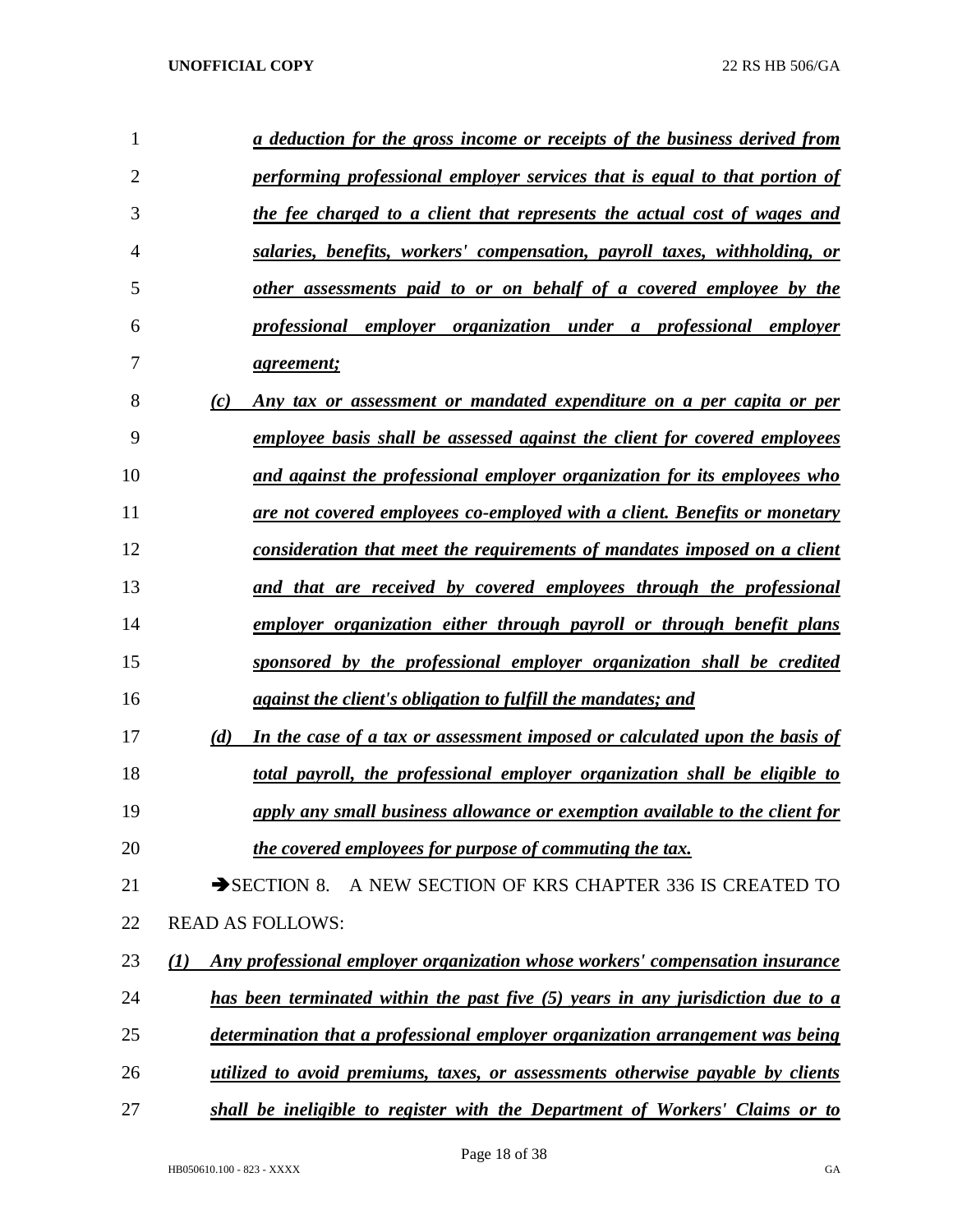*a deduction for the gross income or receipts of the business derived from performing professional employer services that is equal to that portion of the fee charged to a client that represents the actual cost of wages and salaries, benefits, workers' compensation, payroll taxes, withholding, or other assessments paid to or on behalf of a covered employee by the professional employer organization under a professional employer agreement;*

*(c) Any tax or assessment or mandated expenditure on a per capita or per employee basis shall be assessed against the client for covered employees and against the professional employer organization for its employees who are not covered employees co-employed with a client. Benefits or monetary consideration that meet the requirements of mandates imposed on a client and that are received by covered employees through the professional employer organization either through payroll or through benefit plans sponsored by the professional employer organization shall be credited against the client's obligation to fulfill the mandates; and*

*(d) In the case of a tax or assessment imposed or calculated upon the basis of total payroll, the professional employer organization shall be eligible to apply any small business allowance or exemption available to the client for the covered employees for purpose of commuting the tax.*

➔SECTION 8. A NEW SECTION OF KRS CHAPTER 336 IS CREATED TO READ AS FOLLOWS:

*(1) Any professional employer organization whose workers' compensation insurance has been terminated within the past five (5) years in any jurisdiction due to a determination that a professional employer organization arrangement was being utilized to avoid premiums, taxes, or assessments otherwise payable by clients shall be ineligible to register with the Department of Workers' Claims or to*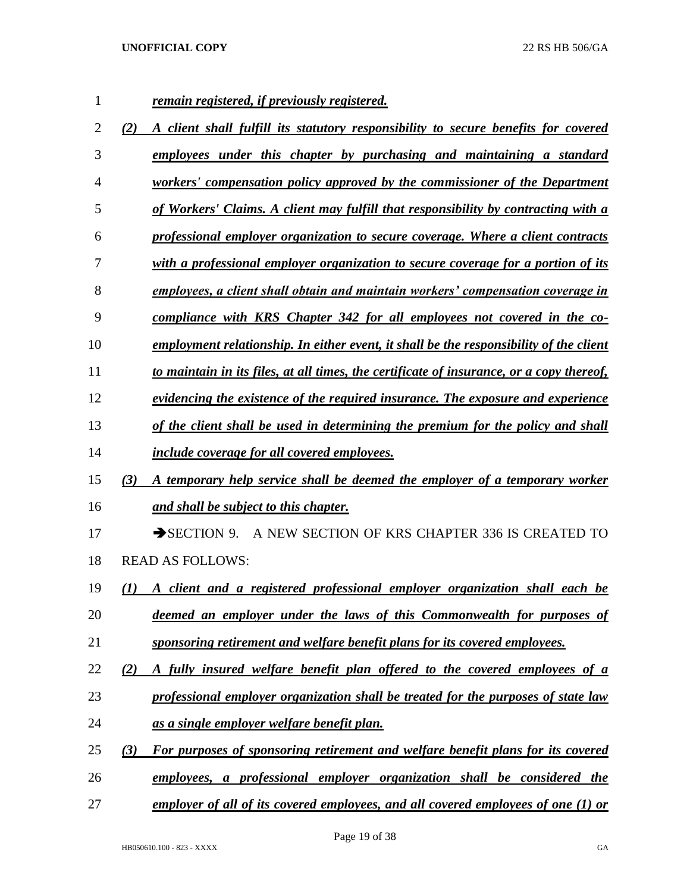***remain registered, if previously registered.***

***(2) A client shall fulfill its statutory responsibility to secure benefits for covered employees under this chapter by purchasing and maintaining a standard workers' compensation policy approved by the commissioner of the Department of Workers' Claims. A client may fulfill that responsibility by contracting with a professional employer organization to secure coverage. Where a client contracts with a professional employer organization to secure coverage for a portion of its employees, a client shall obtain and maintain workers' compensation coverage in compliance with KRS Chapter 342 for all employees not covered in the co-employment relationship. In either event, it shall be the responsibility of the client to maintain in its files, at all times, the certificate of insurance, or a copy thereof, evidencing the existence of the required insurance. The exposure and experience of the client shall be used in determining the premium for the policy and shall include coverage for all covered employees.***

***(3) A temporary help service shall be deemed the employer of a temporary worker and shall be subject to this chapter.***

➔SECTION 9. A NEW SECTION OF KRS CHAPTER 336 IS CREATED TO READ AS FOLLOWS:

***(1) A client and a registered professional employer organization shall each be deemed an employer under the laws of this Commonwealth for purposes of sponsoring retirement and welfare benefit plans for its covered employees.***

***(2) A fully insured welfare benefit plan offered to the covered employees of a professional employer organization shall be treated for the purposes of state law as a single employer welfare benefit plan.***

***(3) For purposes of sponsoring retirement and welfare benefit plans for its covered employees, a professional employer organization shall be considered the employer of all of its covered employees, and all covered employees of one (1) or***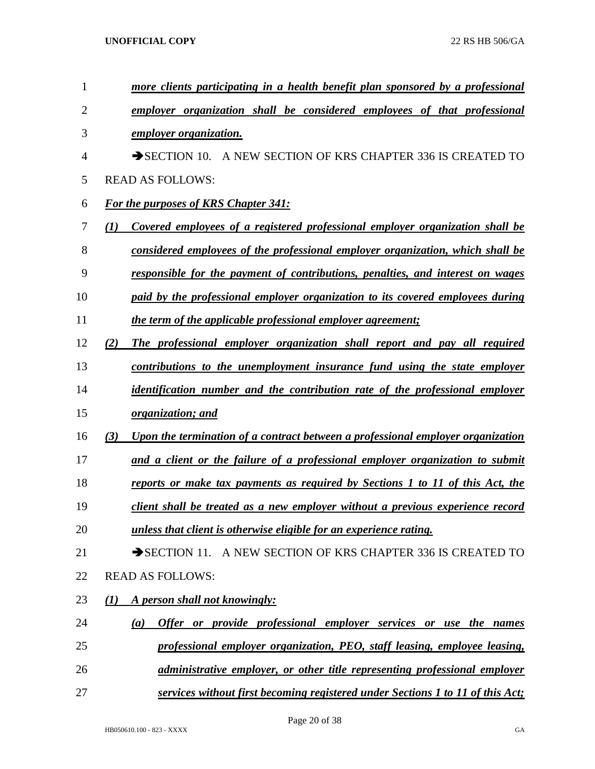*more clients participating in a health benefit plan sponsored by a professional employer organization shall be considered employees of that professional employer organization.*

➔SECTION 10. A NEW SECTION OF KRS CHAPTER 336 IS CREATED TO READ AS FOLLOWS:

*For the purposes of KRS Chapter 341:*

*(1) Covered employees of a registered professional employer organization shall be considered employees of the professional employer organization, which shall be responsible for the payment of contributions, penalties, and interest on wages paid by the professional employer organization to its covered employees during the term of the applicable professional employer agreement;*

*(2) The professional employer organization shall report and pay all required contributions to the unemployment insurance fund using the state employer identification number and the contribution rate of the professional employer organization; and*

*(3) Upon the termination of a contract between a professional employer organization and a client or the failure of a professional employer organization to submit reports or make tax payments as required by Sections 1 to 11 of this Act, the client shall be treated as a new employer without a previous experience record unless that client is otherwise eligible for an experience rating.*

➔SECTION 11. A NEW SECTION OF KRS CHAPTER 336 IS CREATED TO READ AS FOLLOWS:

*(1) A person shall not knowingly:*

*(a) Offer or provide professional employer services or use the names professional employer organization, PEO, staff leasing, employee leasing, administrative employer, or other title representing professional employer services without first becoming registered under Sections 1 to 11 of this Act;*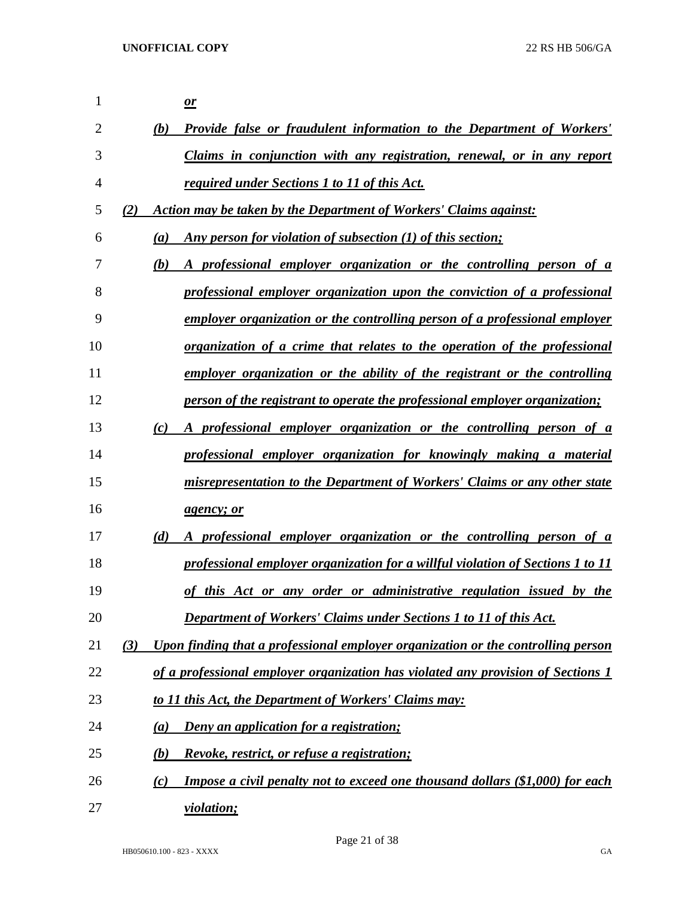***or***

***(b) Provide false or fraudulent information to the Department of Workers' Claims in conjunction with any registration, renewal, or in any report required under Sections 1 to 11 of this Act.***

***(2) Action may be taken by the Department of Workers' Claims against:***

***(a) Any person for violation of subsection (1) of this section;***

***(b) A professional employer organization or the controlling person of a professional employer organization upon the conviction of a professional employer organization or the controlling person of a professional employer organization of a crime that relates to the operation of the professional employer organization or the ability of the registrant or the controlling person of the registrant to operate the professional employer organization;***

***(c) A professional employer organization or the controlling person of a professional employer organization for knowingly making a material misrepresentation to the Department of Workers' Claims or any other state agency; or***

***(d) A professional employer organization or the controlling person of a professional employer organization for a willful violation of Sections 1 to 11 of this Act or any order or administrative regulation issued by the Department of Workers' Claims under Sections 1 to 11 of this Act.***

***(3) Upon finding that a professional employer organization or the controlling person of a professional employer organization has violated any provision of Sections 1 to 11 this Act, the Department of Workers' Claims may:***

***(a) Deny an application for a registration;***

***(b) Revoke, restrict, or refuse a registration;***

***(c) Impose a civil penalty not to exceed one thousand dollars ($1,000) for each violation;***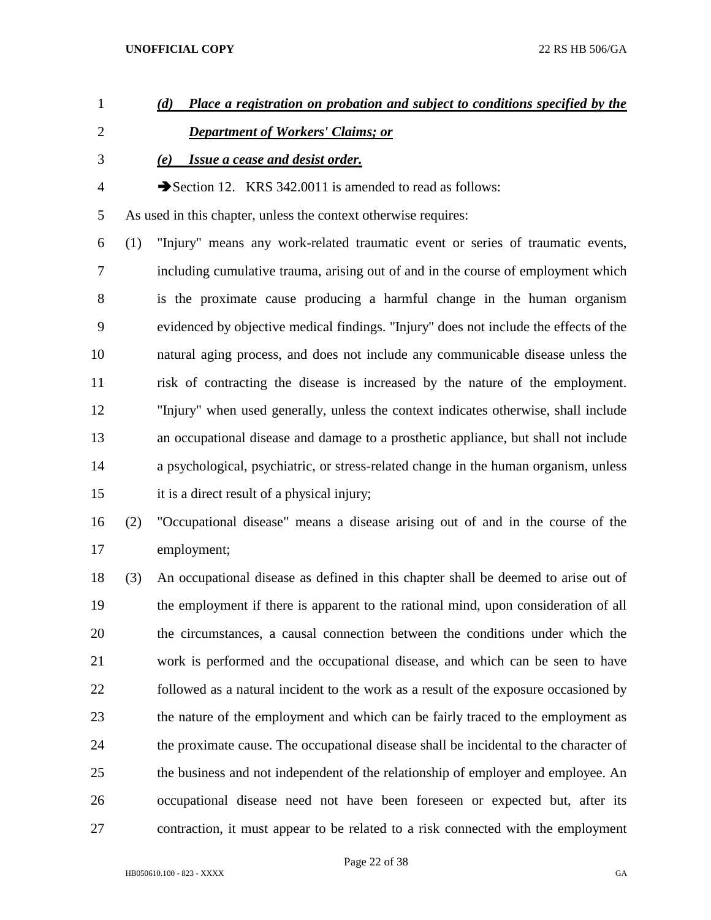***(d) Place a registration on probation and subject to conditions specified by the Department of Workers' Claims; or***

***(e) Issue a cease and desist order.***

➔Section 12. KRS 342.0011 is amended to read as follows:

As used in this chapter, unless the context otherwise requires:

(1) "Injury" means any work-related traumatic event or series of traumatic events, including cumulative trauma, arising out of and in the course of employment which is the proximate cause producing a harmful change in the human organism evidenced by objective medical findings. "Injury" does not include the effects of the natural aging process, and does not include any communicable disease unless the risk of contracting the disease is increased by the nature of the employment. "Injury" when used generally, unless the context indicates otherwise, shall include an occupational disease and damage to a prosthetic appliance, but shall not include a psychological, psychiatric, or stress-related change in the human organism, unless it is a direct result of a physical injury;

(2) "Occupational disease" means a disease arising out of and in the course of the employment;

(3) An occupational disease as defined in this chapter shall be deemed to arise out of the employment if there is apparent to the rational mind, upon consideration of all the circumstances, a causal connection between the conditions under which the work is performed and the occupational disease, and which can be seen to have followed as a natural incident to the work as a result of the exposure occasioned by the nature of the employment and which can be fairly traced to the employment as the proximate cause. The occupational disease shall be incidental to the character of the business and not independent of the relationship of employer and employee. An occupational disease need not have been foreseen or expected but, after its contraction, it must appear to be related to a risk connected with the employment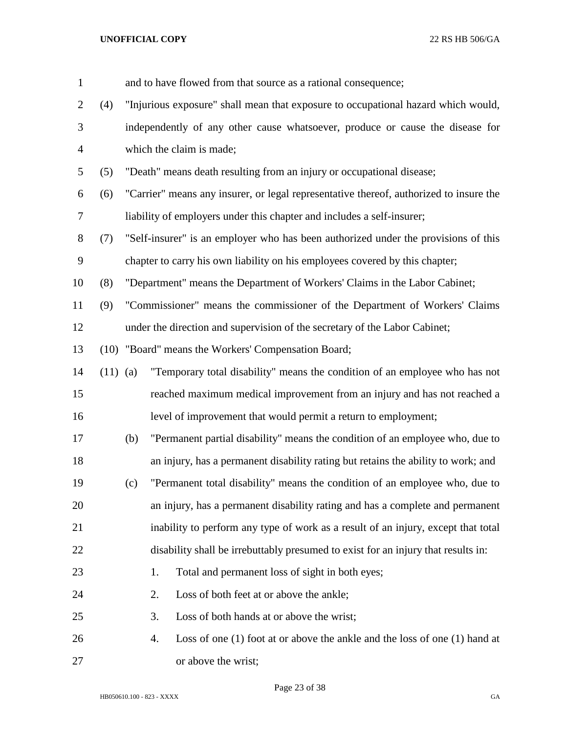and to have flowed from that source as a rational consequence;

(4) "Injurious exposure" shall mean that exposure to occupational hazard which would, independently of any other cause whatsoever, produce or cause the disease for which the claim is made;

(5) "Death" means death resulting from an injury or occupational disease;

(6) "Carrier" means any insurer, or legal representative thereof, authorized to insure the liability of employers under this chapter and includes a self-insurer;

(7) "Self-insurer" is an employer who has been authorized under the provisions of this chapter to carry his own liability on his employees covered by this chapter;

(8) "Department" means the Department of Workers' Claims in the Labor Cabinet;

(9) "Commissioner" means the commissioner of the Department of Workers' Claims under the direction and supervision of the secretary of the Labor Cabinet;

(10) "Board" means the Workers' Compensation Board;

(11) (a) "Temporary total disability" means the condition of an employee who has not reached maximum medical improvement from an injury and has not reached a level of improvement that would permit a return to employment;

(b) "Permanent partial disability" means the condition of an employee who, due to an injury, has a permanent disability rating but retains the ability to work; and

(c) "Permanent total disability" means the condition of an employee who, due to an injury, has a permanent disability rating and has a complete and permanent inability to perform any type of work as a result of an injury, except that total disability shall be irrebuttably presumed to exist for an injury that results in:

1. Total and permanent loss of sight in both eyes;
2. Loss of both feet at or above the ankle;
3. Loss of both hands at or above the wrist;
4. Loss of one (1) foot at or above the ankle and the loss of one (1) hand at or above the wrist;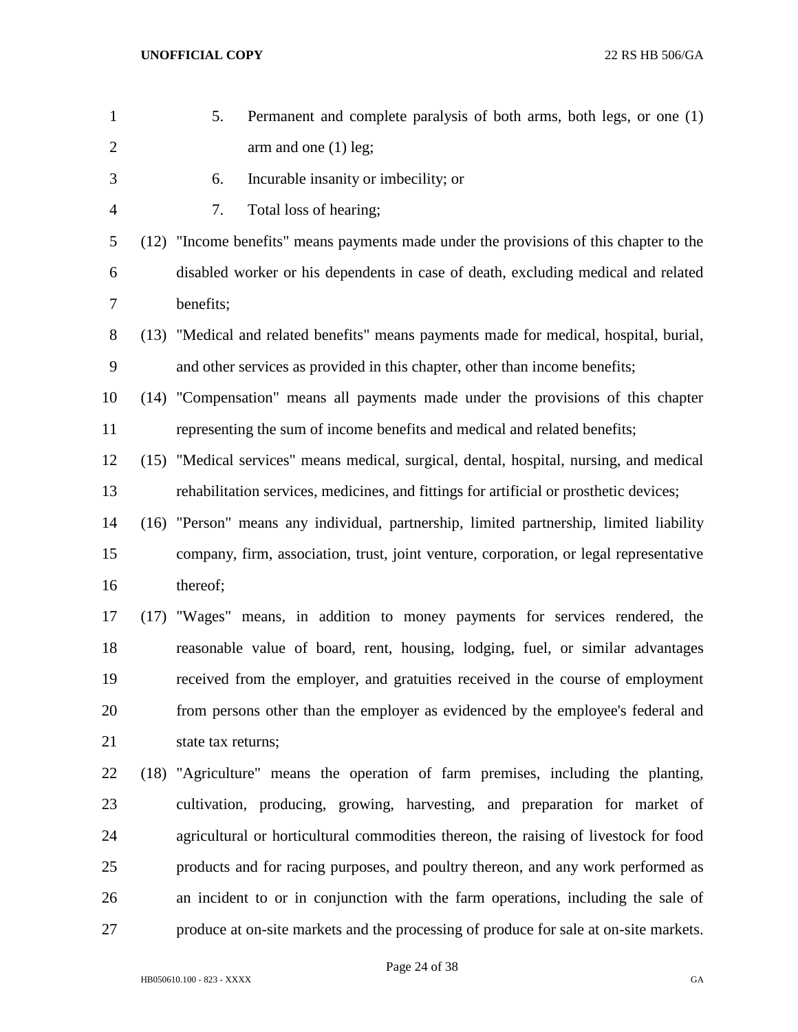5. Permanent and complete paralysis of both arms, both legs, or one (1) arm and one (1) leg;

6. Incurable insanity or imbecility; or

7. Total loss of hearing;

(12) "Income benefits" means payments made under the provisions of this chapter to the disabled worker or his dependents in case of death, excluding medical and related benefits;

(13) "Medical and related benefits" means payments made for medical, hospital, burial, and other services as provided in this chapter, other than income benefits;

(14) "Compensation" means all payments made under the provisions of this chapter representing the sum of income benefits and medical and related benefits;

(15) "Medical services" means medical, surgical, dental, hospital, nursing, and medical rehabilitation services, medicines, and fittings for artificial or prosthetic devices;

(16) "Person" means any individual, partnership, limited partnership, limited liability company, firm, association, trust, joint venture, corporation, or legal representative thereof;

(17) "Wages" means, in addition to money payments for services rendered, the reasonable value of board, rent, housing, lodging, fuel, or similar advantages received from the employer, and gratuities received in the course of employment from persons other than the employer as evidenced by the employee's federal and state tax returns;

(18) "Agriculture" means the operation of farm premises, including the planting, cultivation, producing, growing, harvesting, and preparation for market of agricultural or horticultural commodities thereon, the raising of livestock for food products and for racing purposes, and poultry thereon, and any work performed as an incident to or in conjunction with the farm operations, including the sale of produce at on-site markets and the processing of produce for sale at on-site markets.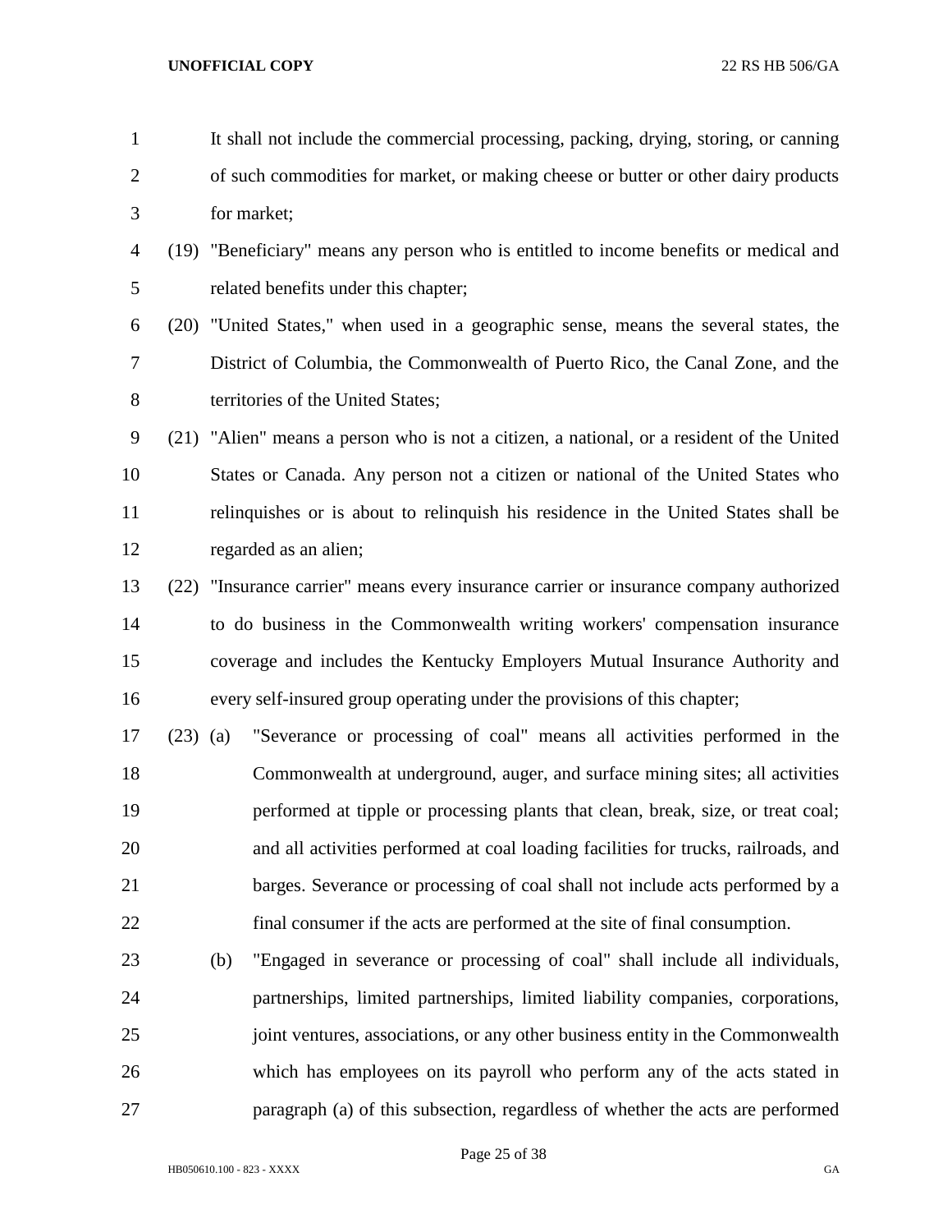It shall not include the commercial processing, packing, drying, storing, or canning of such commodities for market, or making cheese or butter or other dairy products for market;

(19) "Beneficiary" means any person who is entitled to income benefits or medical and related benefits under this chapter;

(20) "United States," when used in a geographic sense, means the several states, the District of Columbia, the Commonwealth of Puerto Rico, the Canal Zone, and the territories of the United States;

(21) "Alien" means a person who is not a citizen, a national, or a resident of the United States or Canada. Any person not a citizen or national of the United States who relinquishes or is about to relinquish his residence in the United States shall be regarded as an alien;

(22) "Insurance carrier" means every insurance carrier or insurance company authorized to do business in the Commonwealth writing workers' compensation insurance coverage and includes the Kentucky Employers Mutual Insurance Authority and every self-insured group operating under the provisions of this chapter;

(23) (a) "Severance or processing of coal" means all activities performed in the Commonwealth at underground, auger, and surface mining sites; all activities performed at tipple or processing plants that clean, break, size, or treat coal; and all activities performed at coal loading facilities for trucks, railroads, and barges. Severance or processing of coal shall not include acts performed by a final consumer if the acts are performed at the site of final consumption.

(b) "Engaged in severance or processing of coal" shall include all individuals, partnerships, limited partnerships, limited liability companies, corporations, joint ventures, associations, or any other business entity in the Commonwealth which has employees on its payroll who perform any of the acts stated in paragraph (a) of this subsection, regardless of whether the acts are performed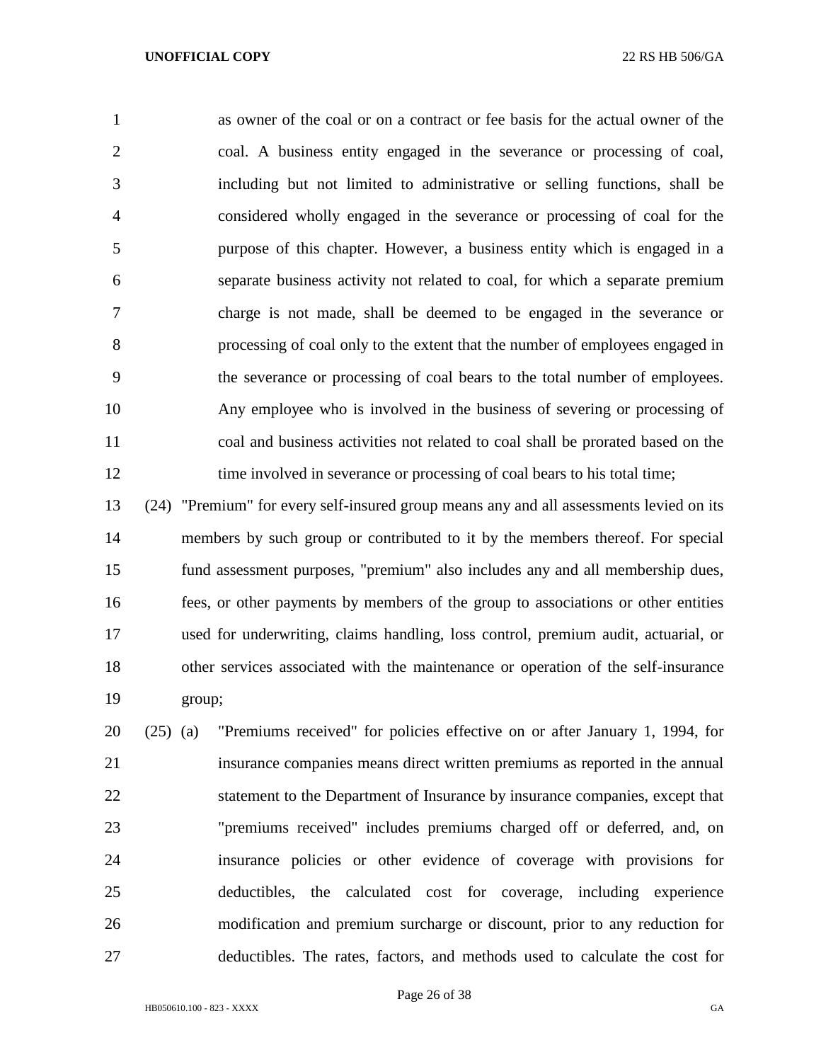as owner of the coal or on a contract or fee basis for the actual owner of the coal. A business entity engaged in the severance or processing of coal, including but not limited to administrative or selling functions, shall be considered wholly engaged in the severance or processing of coal for the purpose of this chapter. However, a business entity which is engaged in a separate business activity not related to coal, for which a separate premium charge is not made, shall be deemed to be engaged in the severance or processing of coal only to the extent that the number of employees engaged in the severance or processing of coal bears to the total number of employees. Any employee who is involved in the business of severing or processing of coal and business activities not related to coal shall be prorated based on the time involved in severance or processing of coal bears to his total time;

(24) "Premium" for every self-insured group means any and all assessments levied on its members by such group or contributed to it by the members thereof. For special fund assessment purposes, "premium" also includes any and all membership dues, fees, or other payments by members of the group to associations or other entities used for underwriting, claims handling, loss control, premium audit, actuarial, or other services associated with the maintenance or operation of the self-insurance group;

(25) (a) "Premiums received" for policies effective on or after January 1, 1994, for insurance companies means direct written premiums as reported in the annual statement to the Department of Insurance by insurance companies, except that "premiums received" includes premiums charged off or deferred, and, on insurance policies or other evidence of coverage with provisions for deductibles, the calculated cost for coverage, including experience modification and premium surcharge or discount, prior to any reduction for deductibles. The rates, factors, and methods used to calculate the cost for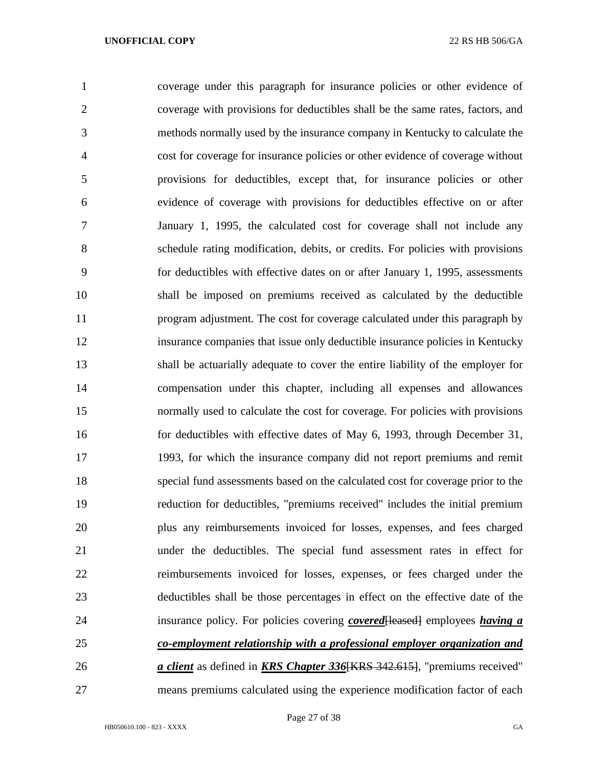coverage under this paragraph for insurance policies or other evidence of coverage with provisions for deductibles shall be the same rates, factors, and methods normally used by the insurance company in Kentucky to calculate the cost for coverage for insurance policies or other evidence of coverage without provisions for deductibles, except that, for insurance policies or other evidence of coverage with provisions for deductibles effective on or after January 1, 1995, the calculated cost for coverage shall not include any schedule rating modification, debits, or credits. For policies with provisions for deductibles with effective dates on or after January 1, 1995, assessments shall be imposed on premiums received as calculated by the deductible program adjustment. The cost for coverage calculated under this paragraph by insurance companies that issue only deductible insurance policies in Kentucky shall be actuarially adequate to cover the entire liability of the employer for compensation under this chapter, including all expenses and allowances normally used to calculate the cost for coverage. For policies with provisions for deductibles with effective dates of May 6, 1993, through December 31, 1993, for which the insurance company did not report premiums and remit special fund assessments based on the calculated cost for coverage prior to the reduction for deductibles, "premiums received" includes the initial premium plus any reimbursements invoiced for losses, expenses, and fees charged under the deductibles. The special fund assessment rates in effect for reimbursements invoiced for losses, expenses, or fees charged under the deductibles shall be those percentages in effect on the effective date of the insurance policy. For policies covering ***covered***~~[leased]~~ employees ***having a co-employment relationship with a professional employer organization and a client*** as defined in ***KRS Chapter 336***~~[KRS 342.615]~~, "premiums received" means premiums calculated using the experience modification factor of each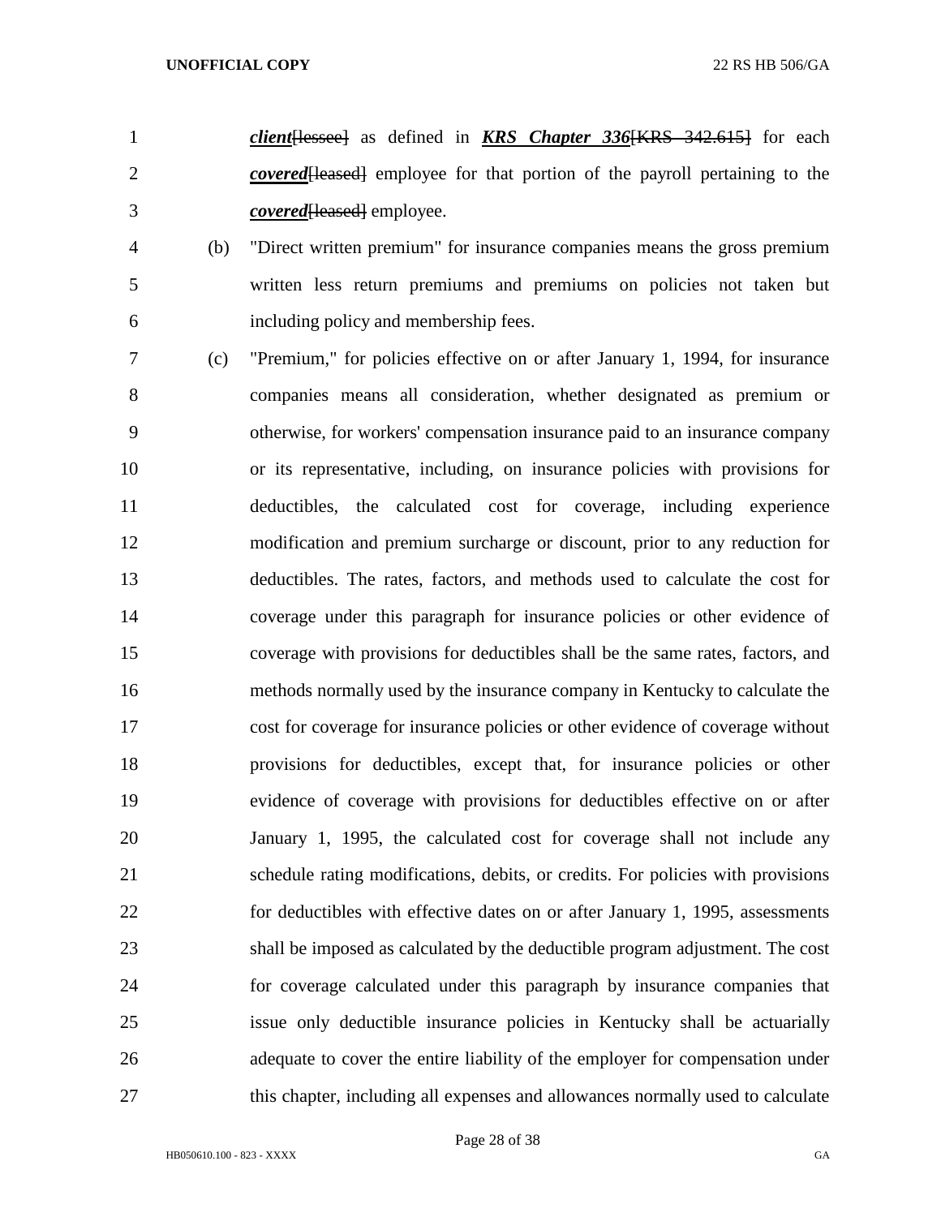***client***~~[lessee]~~ as defined in ***KRS Chapter 336***~~[KRS 342.615]~~ for each ***covered***~~[leased]~~ employee for that portion of the payroll pertaining to the ***covered***~~[leased]~~ employee.

(b) "Direct written premium" for insurance companies means the gross premium written less return premiums and premiums on policies not taken but including policy and membership fees.

(c) "Premium," for policies effective on or after January 1, 1994, for insurance companies means all consideration, whether designated as premium or otherwise, for workers' compensation insurance paid to an insurance company or its representative, including, on insurance policies with provisions for deductibles, the calculated cost for coverage, including experience modification and premium surcharge or discount, prior to any reduction for deductibles. The rates, factors, and methods used to calculate the cost for coverage under this paragraph for insurance policies or other evidence of coverage with provisions for deductibles shall be the same rates, factors, and methods normally used by the insurance company in Kentucky to calculate the cost for coverage for insurance policies or other evidence of coverage without provisions for deductibles, except that, for insurance policies or other evidence of coverage with provisions for deductibles effective on or after January 1, 1995, the calculated cost for coverage shall not include any schedule rating modifications, debits, or credits. For policies with provisions for deductibles with effective dates on or after January 1, 1995, assessments shall be imposed as calculated by the deductible program adjustment. The cost for coverage calculated under this paragraph by insurance companies that issue only deductible insurance policies in Kentucky shall be actuarially adequate to cover the entire liability of the employer for compensation under this chapter, including all expenses and allowances normally used to calculate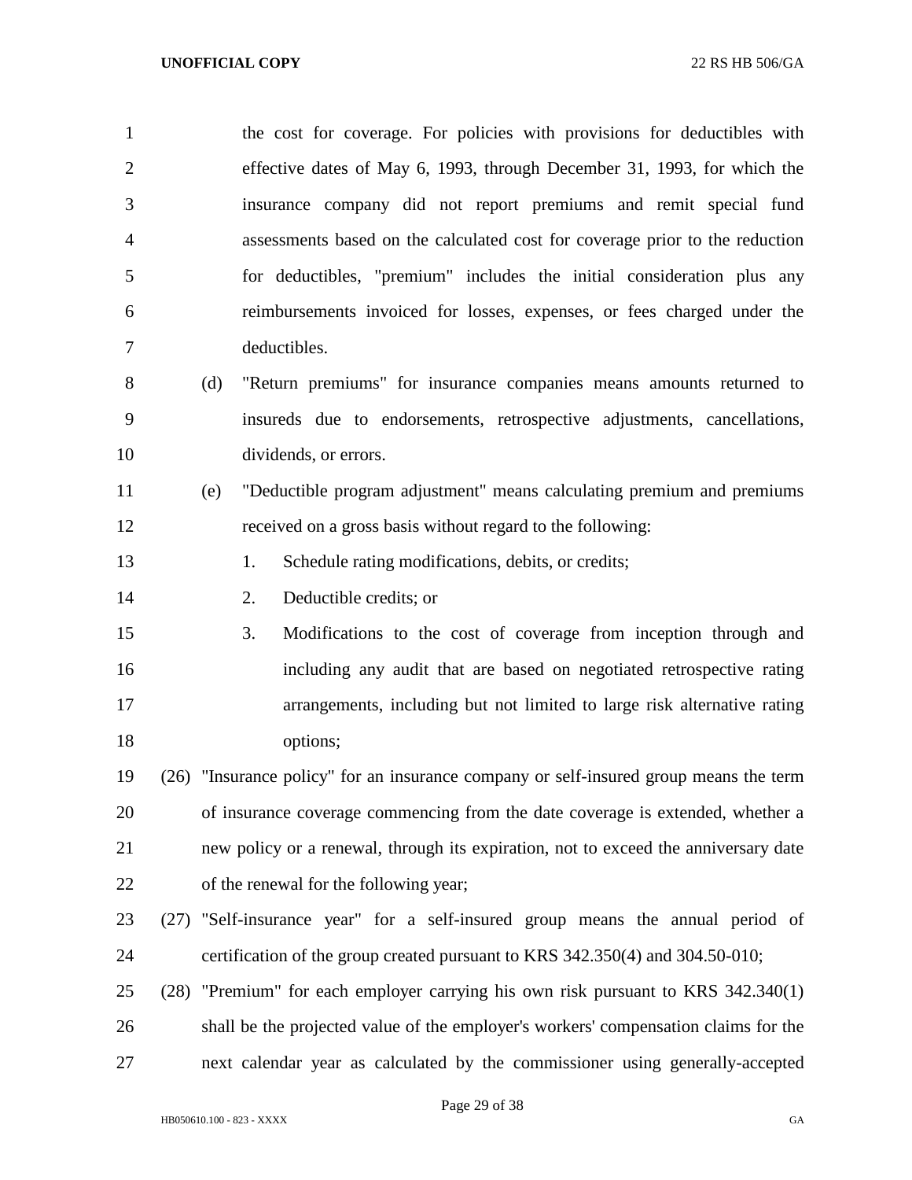the cost for coverage. For policies with provisions for deductibles with effective dates of May 6, 1993, through December 31, 1993, for which the insurance company did not report premiums and remit special fund assessments based on the calculated cost for coverage prior to the reduction for deductibles, "premium" includes the initial consideration plus any reimbursements invoiced for losses, expenses, or fees charged under the deductibles.

(d) "Return premiums" for insurance companies means amounts returned to insureds due to endorsements, retrospective adjustments, cancellations, dividends, or errors.

(e) "Deductible program adjustment" means calculating premium and premiums received on a gross basis without regard to the following:

1. Schedule rating modifications, debits, or credits;

2. Deductible credits; or

3. Modifications to the cost of coverage from inception through and including any audit that are based on negotiated retrospective rating arrangements, including but not limited to large risk alternative rating options;

(26) "Insurance policy" for an insurance company or self-insured group means the term of insurance coverage commencing from the date coverage is extended, whether a new policy or a renewal, through its expiration, not to exceed the anniversary date of the renewal for the following year;

(27) "Self-insurance year" for a self-insured group means the annual period of certification of the group created pursuant to KRS 342.350(4) and 304.50-010;

(28) "Premium" for each employer carrying his own risk pursuant to KRS 342.340(1) shall be the projected value of the employer's workers' compensation claims for the next calendar year as calculated by the commissioner using generally-accepted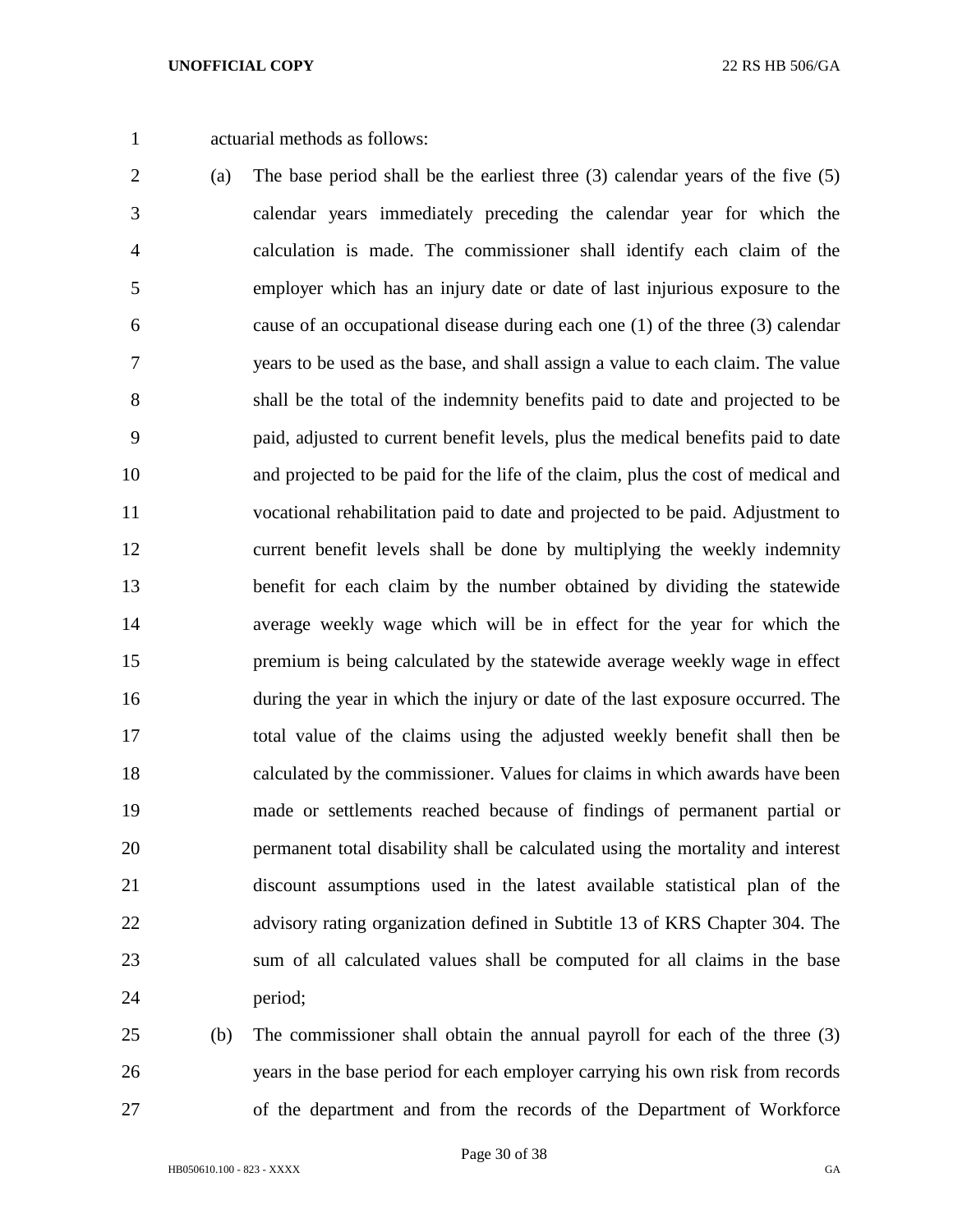actuarial methods as follows:

(a) The base period shall be the earliest three (3) calendar years of the five (5) calendar years immediately preceding the calendar year for which the calculation is made. The commissioner shall identify each claim of the employer which has an injury date or date of last injurious exposure to the cause of an occupational disease during each one (1) of the three (3) calendar years to be used as the base, and shall assign a value to each claim. The value shall be the total of the indemnity benefits paid to date and projected to be paid, adjusted to current benefit levels, plus the medical benefits paid to date and projected to be paid for the life of the claim, plus the cost of medical and vocational rehabilitation paid to date and projected to be paid. Adjustment to current benefit levels shall be done by multiplying the weekly indemnity benefit for each claim by the number obtained by dividing the statewide average weekly wage which will be in effect for the year for which the premium is being calculated by the statewide average weekly wage in effect during the year in which the injury or date of the last exposure occurred. The total value of the claims using the adjusted weekly benefit shall then be calculated by the commissioner. Values for claims in which awards have been made or settlements reached because of findings of permanent partial or permanent total disability shall be calculated using the mortality and interest discount assumptions used in the latest available statistical plan of the advisory rating organization defined in Subtitle 13 of KRS Chapter 304. The sum of all calculated values shall be computed for all claims in the base period;

(b) The commissioner shall obtain the annual payroll for each of the three (3) years in the base period for each employer carrying his own risk from records of the department and from the records of the Department of Workforce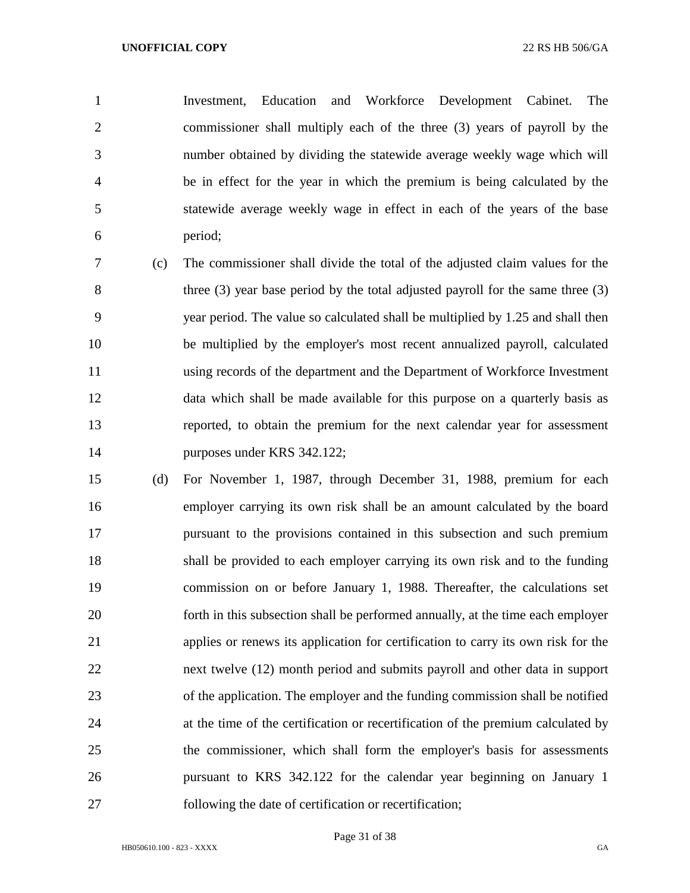Investment, Education and Workforce Development Cabinet. The commissioner shall multiply each of the three (3) years of payroll by the number obtained by dividing the statewide average weekly wage which will be in effect for the year in which the premium is being calculated by the statewide average weekly wage in effect in each of the years of the base period;

(c) The commissioner shall divide the total of the adjusted claim values for the three (3) year base period by the total adjusted payroll for the same three (3) year period. The value so calculated shall be multiplied by 1.25 and shall then be multiplied by the employer's most recent annualized payroll, calculated using records of the department and the Department of Workforce Investment data which shall be made available for this purpose on a quarterly basis as reported, to obtain the premium for the next calendar year for assessment purposes under KRS 342.122;

(d) For November 1, 1987, through December 31, 1988, premium for each employer carrying its own risk shall be an amount calculated by the board pursuant to the provisions contained in this subsection and such premium shall be provided to each employer carrying its own risk and to the funding commission on or before January 1, 1988. Thereafter, the calculations set forth in this subsection shall be performed annually, at the time each employer applies or renews its application for certification to carry its own risk for the next twelve (12) month period and submits payroll and other data in support of the application. The employer and the funding commission shall be notified at the time of the certification or recertification of the premium calculated by the commissioner, which shall form the employer's basis for assessments pursuant to KRS 342.122 for the calendar year beginning on January 1 following the date of certification or recertification;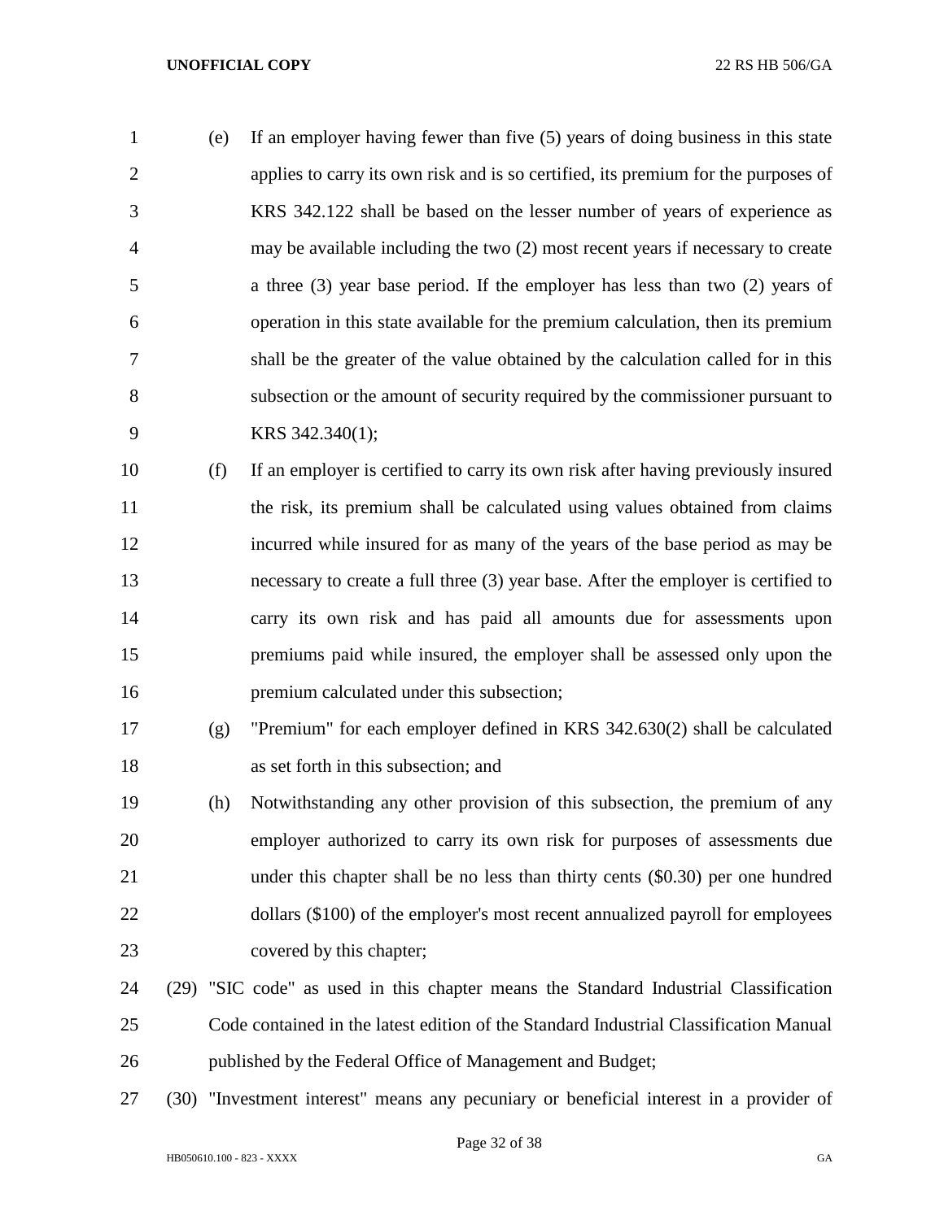(e) If an employer having fewer than five (5) years of doing business in this state applies to carry its own risk and is so certified, its premium for the purposes of KRS 342.122 shall be based on the lesser number of years of experience as may be available including the two (2) most recent years if necessary to create a three (3) year base period. If the employer has less than two (2) years of operation in this state available for the premium calculation, then its premium shall be the greater of the value obtained by the calculation called for in this subsection or the amount of security required by the commissioner pursuant to KRS 342.340(1);

(f) If an employer is certified to carry its own risk after having previously insured the risk, its premium shall be calculated using values obtained from claims incurred while insured for as many of the years of the base period as may be necessary to create a full three (3) year base. After the employer is certified to carry its own risk and has paid all amounts due for assessments upon premiums paid while insured, the employer shall be assessed only upon the premium calculated under this subsection;

(g) "Premium" for each employer defined in KRS 342.630(2) shall be calculated as set forth in this subsection; and

(h) Notwithstanding any other provision of this subsection, the premium of any employer authorized to carry its own risk for purposes of assessments due under this chapter shall be no less than thirty cents ($0.30) per one hundred dollars ($100) of the employer's most recent annualized payroll for employees covered by this chapter;

(29) "SIC code" as used in this chapter means the Standard Industrial Classification Code contained in the latest edition of the Standard Industrial Classification Manual published by the Federal Office of Management and Budget;

(30) "Investment interest" means any pecuniary or beneficial interest in a provider of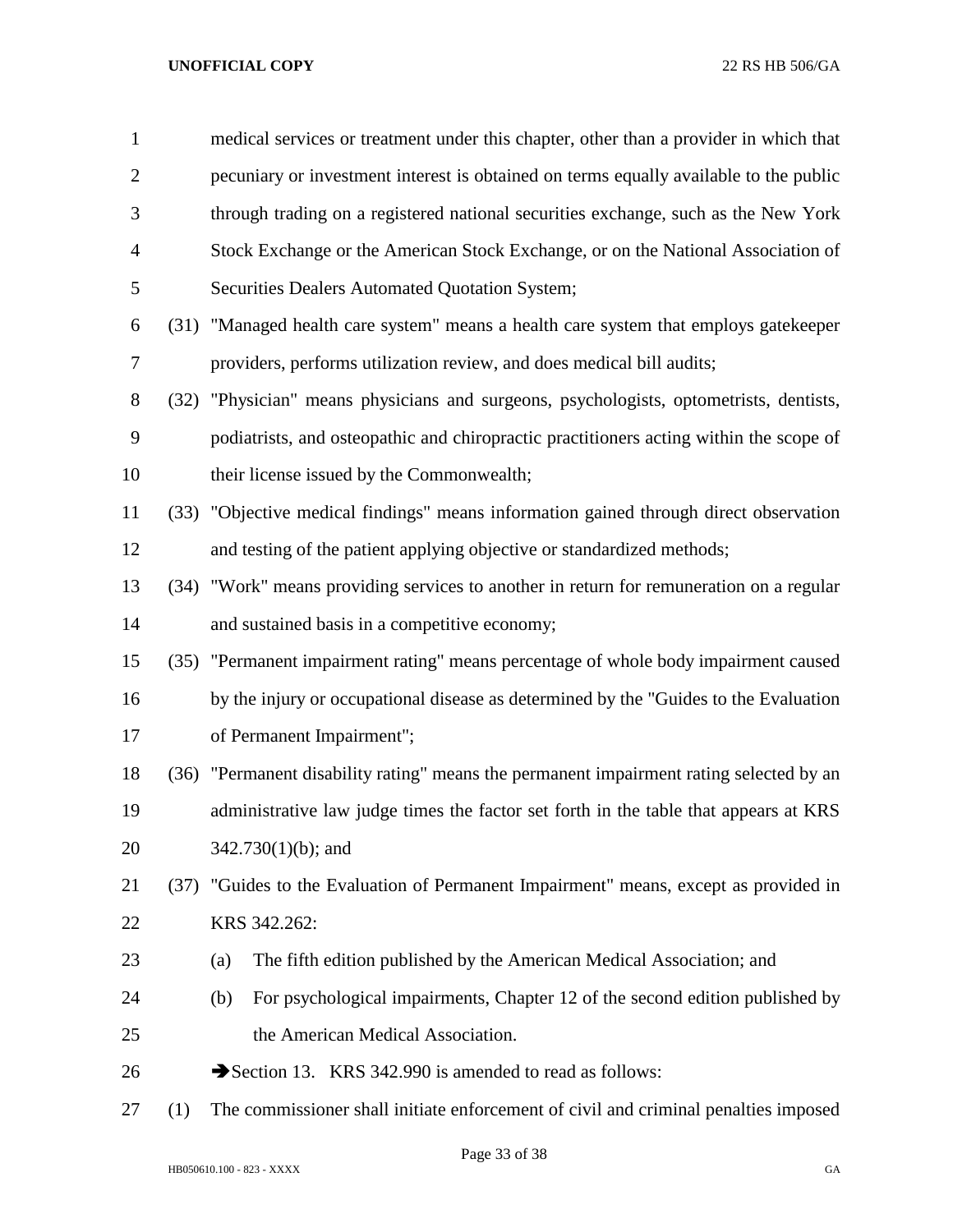medical services or treatment under this chapter, other than a provider in which that pecuniary or investment interest is obtained on terms equally available to the public through trading on a registered national securities exchange, such as the New York Stock Exchange or the American Stock Exchange, or on the National Association of Securities Dealers Automated Quotation System;

(31) "Managed health care system" means a health care system that employs gatekeeper providers, performs utilization review, and does medical bill audits;

(32) "Physician" means physicians and surgeons, psychologists, optometrists, dentists, podiatrists, and osteopathic and chiropractic practitioners acting within the scope of their license issued by the Commonwealth;

(33) "Objective medical findings" means information gained through direct observation and testing of the patient applying objective or standardized methods;

(34) "Work" means providing services to another in return for remuneration on a regular and sustained basis in a competitive economy;

(35) "Permanent impairment rating" means percentage of whole body impairment caused by the injury or occupational disease as determined by the "Guides to the Evaluation of Permanent Impairment";

(36) "Permanent disability rating" means the permanent impairment rating selected by an administrative law judge times the factor set forth in the table that appears at KRS 342.730(1)(b); and

(37) "Guides to the Evaluation of Permanent Impairment" means, except as provided in KRS 342.262:

(a) The fifth edition published by the American Medical Association; and

(b) For psychological impairments, Chapter 12 of the second edition published by the American Medical Association.

➔Section 13. KRS 342.990 is amended to read as follows:

(1) The commissioner shall initiate enforcement of civil and criminal penalties imposed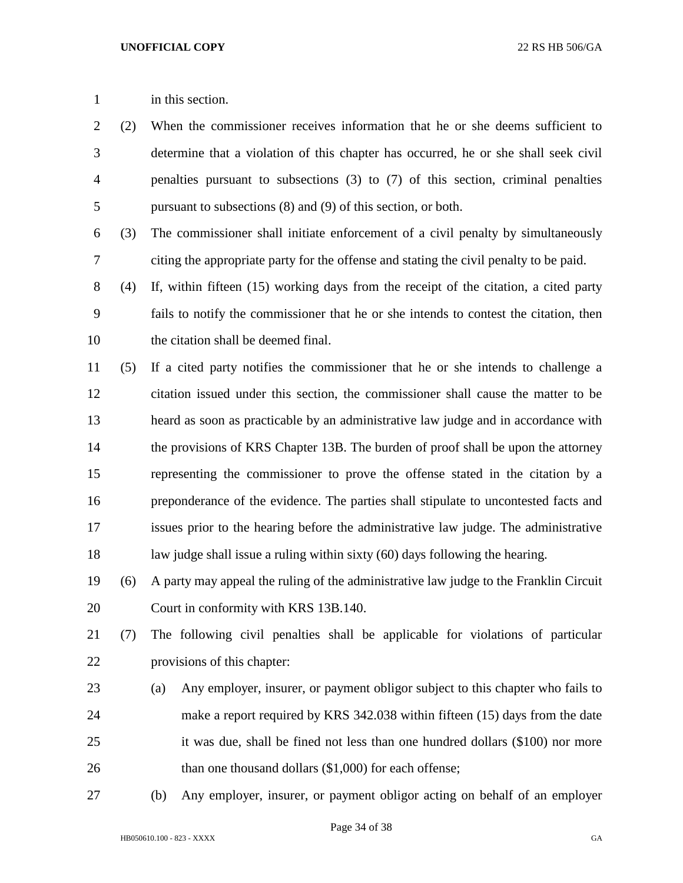in this section.

(2) When the commissioner receives information that he or she deems sufficient to determine that a violation of this chapter has occurred, he or she shall seek civil penalties pursuant to subsections (3) to (7) of this section, criminal penalties pursuant to subsections (8) and (9) of this section, or both.

(3) The commissioner shall initiate enforcement of a civil penalty by simultaneously citing the appropriate party for the offense and stating the civil penalty to be paid.

(4) If, within fifteen (15) working days from the receipt of the citation, a cited party fails to notify the commissioner that he or she intends to contest the citation, then the citation shall be deemed final.

(5) If a cited party notifies the commissioner that he or she intends to challenge a citation issued under this section, the commissioner shall cause the matter to be heard as soon as practicable by an administrative law judge and in accordance with the provisions of KRS Chapter 13B. The burden of proof shall be upon the attorney representing the commissioner to prove the offense stated in the citation by a preponderance of the evidence. The parties shall stipulate to uncontested facts and issues prior to the hearing before the administrative law judge. The administrative law judge shall issue a ruling within sixty (60) days following the hearing.

(6) A party may appeal the ruling of the administrative law judge to the Franklin Circuit Court in conformity with KRS 13B.140.

(7) The following civil penalties shall be applicable for violations of particular provisions of this chapter:

(a) Any employer, insurer, or payment obligor subject to this chapter who fails to make a report required by KRS 342.038 within fifteen (15) days from the date it was due, shall be fined not less than one hundred dollars ($100) nor more than one thousand dollars ($1,000) for each offense;

(b) Any employer, insurer, or payment obligor acting on behalf of an employer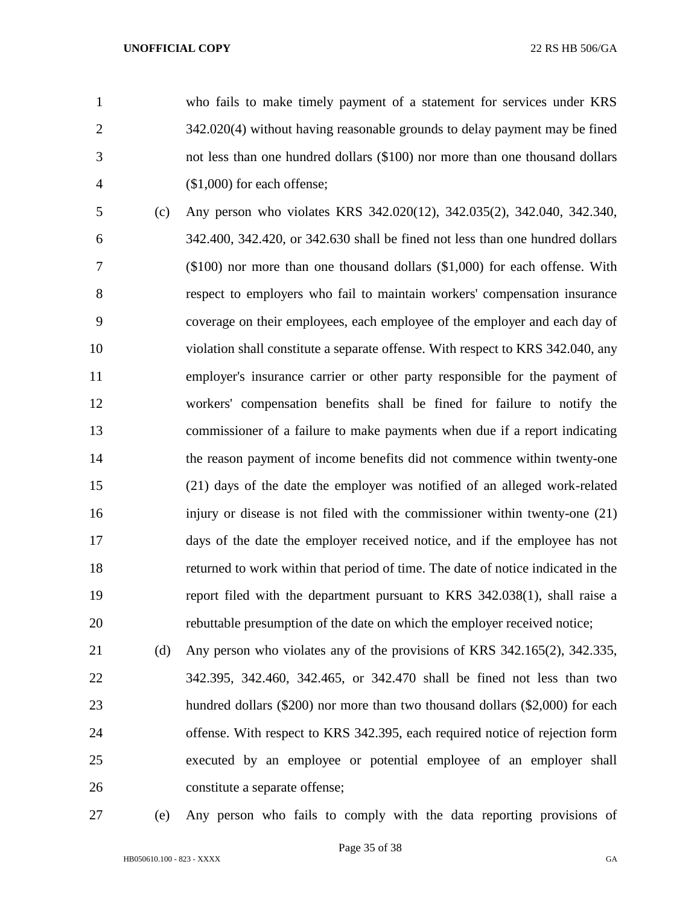who fails to make timely payment of a statement for services under KRS 342.020(4) without having reasonable grounds to delay payment may be fined not less than one hundred dollars ($100) nor more than one thousand dollars ($1,000) for each offense;

(c) Any person who violates KRS 342.020(12), 342.035(2), 342.040, 342.340, 342.400, 342.420, or 342.630 shall be fined not less than one hundred dollars ($100) nor more than one thousand dollars ($1,000) for each offense. With respect to employers who fail to maintain workers' compensation insurance coverage on their employees, each employee of the employer and each day of violation shall constitute a separate offense. With respect to KRS 342.040, any employer's insurance carrier or other party responsible for the payment of workers' compensation benefits shall be fined for failure to notify the commissioner of a failure to make payments when due if a report indicating the reason payment of income benefits did not commence within twenty-one (21) days of the date the employer was notified of an alleged work-related injury or disease is not filed with the commissioner within twenty-one (21) days of the date the employer received notice, and if the employee has not returned to work within that period of time. The date of notice indicated in the report filed with the department pursuant to KRS 342.038(1), shall raise a rebuttable presumption of the date on which the employer received notice;

(d) Any person who violates any of the provisions of KRS 342.165(2), 342.335, 342.395, 342.460, 342.465, or 342.470 shall be fined not less than two hundred dollars ($200) nor more than two thousand dollars ($2,000) for each offense. With respect to KRS 342.395, each required notice of rejection form executed by an employee or potential employee of an employer shall constitute a separate offense;

(e) Any person who fails to comply with the data reporting provisions of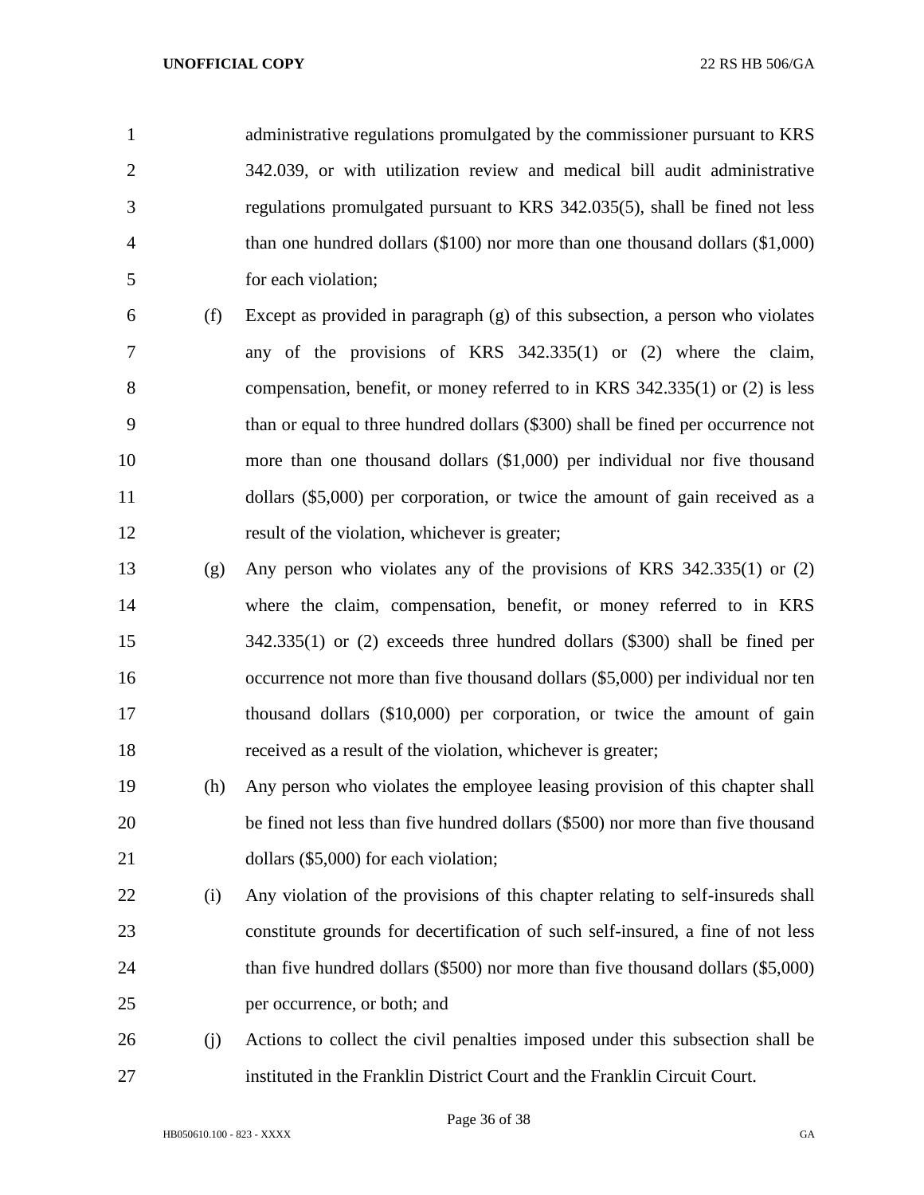administrative regulations promulgated by the commissioner pursuant to KRS 342.039, or with utilization review and medical bill audit administrative regulations promulgated pursuant to KRS 342.035(5), shall be fined not less than one hundred dollars ($100) nor more than one thousand dollars ($1,000) for each violation;

(f) Except as provided in paragraph (g) of this subsection, a person who violates any of the provisions of KRS 342.335(1) or (2) where the claim, compensation, benefit, or money referred to in KRS 342.335(1) or (2) is less than or equal to three hundred dollars ($300) shall be fined per occurrence not more than one thousand dollars ($1,000) per individual nor five thousand dollars ($5,000) per corporation, or twice the amount of gain received as a result of the violation, whichever is greater;

(g) Any person who violates any of the provisions of KRS 342.335(1) or (2) where the claim, compensation, benefit, or money referred to in KRS 342.335(1) or (2) exceeds three hundred dollars ($300) shall be fined per occurrence not more than five thousand dollars ($5,000) per individual nor ten thousand dollars ($10,000) per corporation, or twice the amount of gain received as a result of the violation, whichever is greater;

(h) Any person who violates the employee leasing provision of this chapter shall be fined not less than five hundred dollars ($500) nor more than five thousand dollars ($5,000) for each violation;

(i) Any violation of the provisions of this chapter relating to self-insureds shall constitute grounds for decertification of such self-insured, a fine of not less than five hundred dollars ($500) nor more than five thousand dollars ($5,000) per occurrence, or both; and

(j) Actions to collect the civil penalties imposed under this subsection shall be instituted in the Franklin District Court and the Franklin Circuit Court.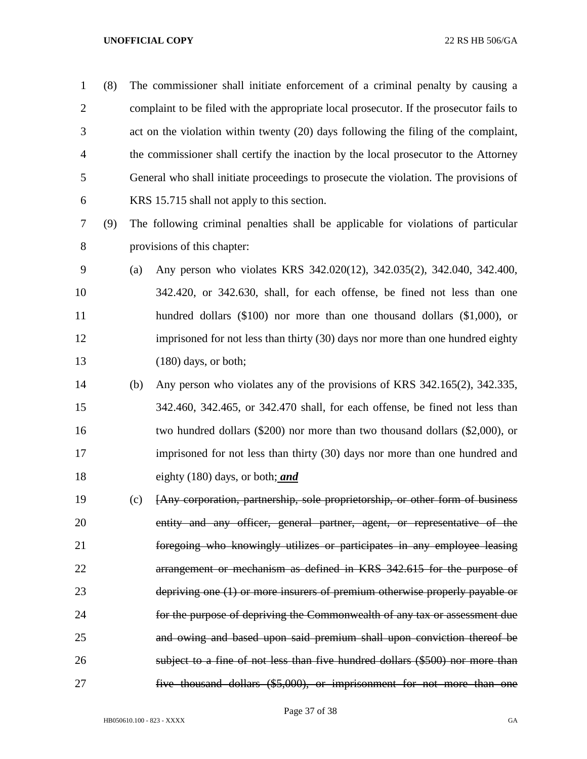(8) The commissioner shall initiate enforcement of a criminal penalty by causing a complaint to be filed with the appropriate local prosecutor. If the prosecutor fails to act on the violation within twenty (20) days following the filing of the complaint, the commissioner shall certify the inaction by the local prosecutor to the Attorney General who shall initiate proceedings to prosecute the violation. The provisions of KRS 15.715 shall not apply to this section.

(9) The following criminal penalties shall be applicable for violations of particular provisions of this chapter:

(a) Any person who violates KRS 342.020(12), 342.035(2), 342.040, 342.400, 342.420, or 342.630, shall, for each offense, be fined not less than one hundred dollars ($100) nor more than one thousand dollars ($1,000), or imprisoned for not less than thirty (30) days nor more than one hundred eighty (180) days, or both;

(b) Any person who violates any of the provisions of KRS 342.165(2), 342.335, 342.460, 342.465, or 342.470 shall, for each offense, be fined not less than two hundred dollars ($200) nor more than two thousand dollars ($2,000), or imprisoned for not less than thirty (30) days nor more than one hundred and eighty (180) days, or both; ***and***

(c) ~~[Any corporation, partnership, sole proprietorship, or other form of business entity and any officer, general partner, agent, or representative of the foregoing who knowingly utilizes or participates in any employee leasing arrangement or mechanism as defined in KRS 342.615 for the purpose of depriving one (1) or more insurers of premium otherwise properly payable or for the purpose of depriving the Commonwealth of any tax or assessment due and owing and based upon said premium shall upon conviction thereof be subject to a fine of not less than five hundred dollars ($500) nor more than five thousand dollars ($5,000), or imprisonment for not more than one~~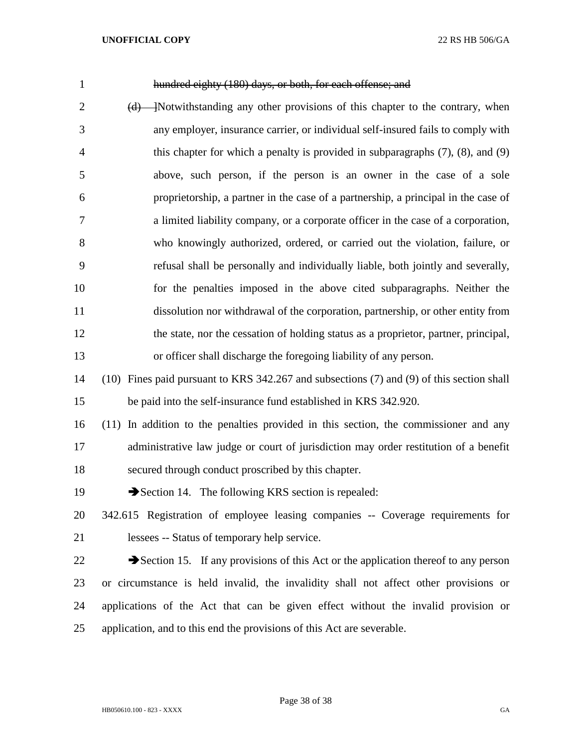~~hundred eighty (180) days, or both, for each offense; and~~

~~(d)~~ ]Notwithstanding any other provisions of this chapter to the contrary, when any employer, insurance carrier, or individual self-insured fails to comply with this chapter for which a penalty is provided in subparagraphs (7), (8), and (9) above, such person, if the person is an owner in the case of a sole proprietorship, a partner in the case of a partnership, a principal in the case of a limited liability company, or a corporate officer in the case of a corporation, who knowingly authorized, ordered, or carried out the violation, failure, or refusal shall be personally and individually liable, both jointly and severally, for the penalties imposed in the above cited subparagraphs. Neither the dissolution nor withdrawal of the corporation, partnership, or other entity from the state, nor the cessation of holding status as a proprietor, partner, principal, or officer shall discharge the foregoing liability of any person.

(10) Fines paid pursuant to KRS 342.267 and subsections (7) and (9) of this section shall be paid into the self-insurance fund established in KRS 342.920.

(11) In addition to the penalties provided in this section, the commissioner and any administrative law judge or court of jurisdiction may order restitution of a benefit secured through conduct proscribed by this chapter.

➔Section 14. The following KRS section is repealed:

342.615 Registration of employee leasing companies -- Coverage requirements for lessees -- Status of temporary help service.

➔Section 15. If any provisions of this Act or the application thereof to any person or circumstance is held invalid, the invalidity shall not affect other provisions or applications of the Act that can be given effect without the invalid provision or application, and to this end the provisions of this Act are severable.